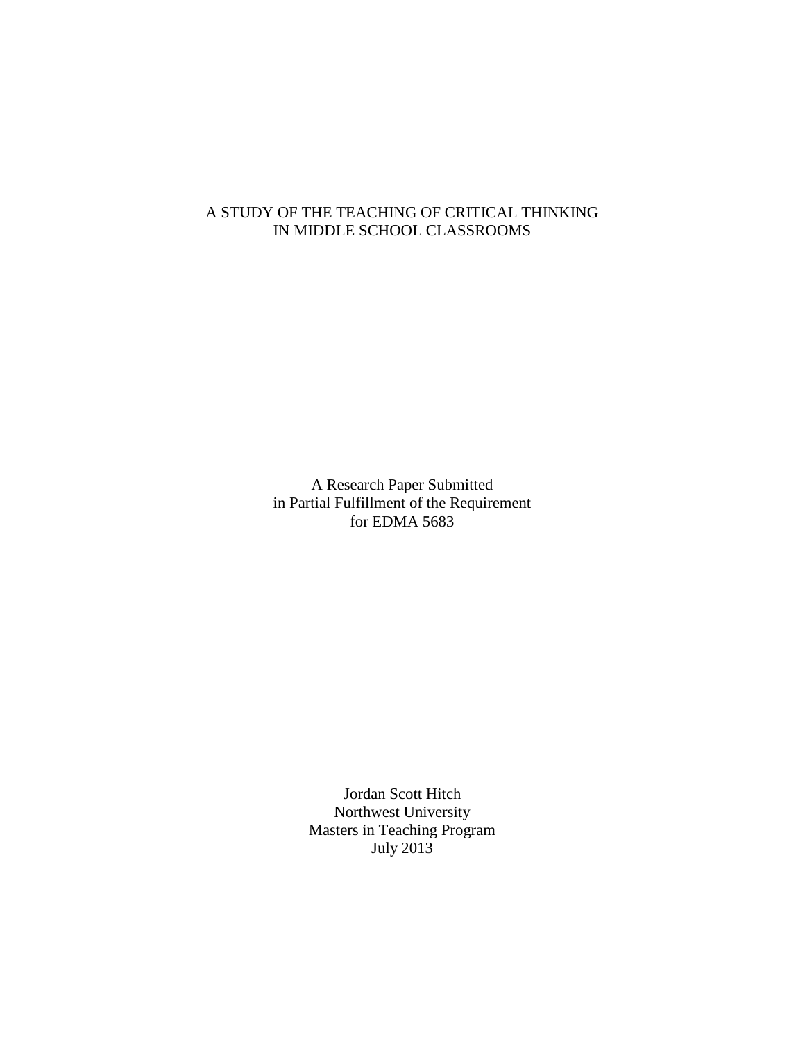# A STUDY OF THE TEACHING OF CRITICAL THINKING IN MIDDLE SCHOOL CLASSROOMS

A Research Paper Submitted
in Partial Fulfillment of the Requirement
for EDMA 5683

Jordan Scott Hitch
Northwest University
Masters in Teaching Program
July 2013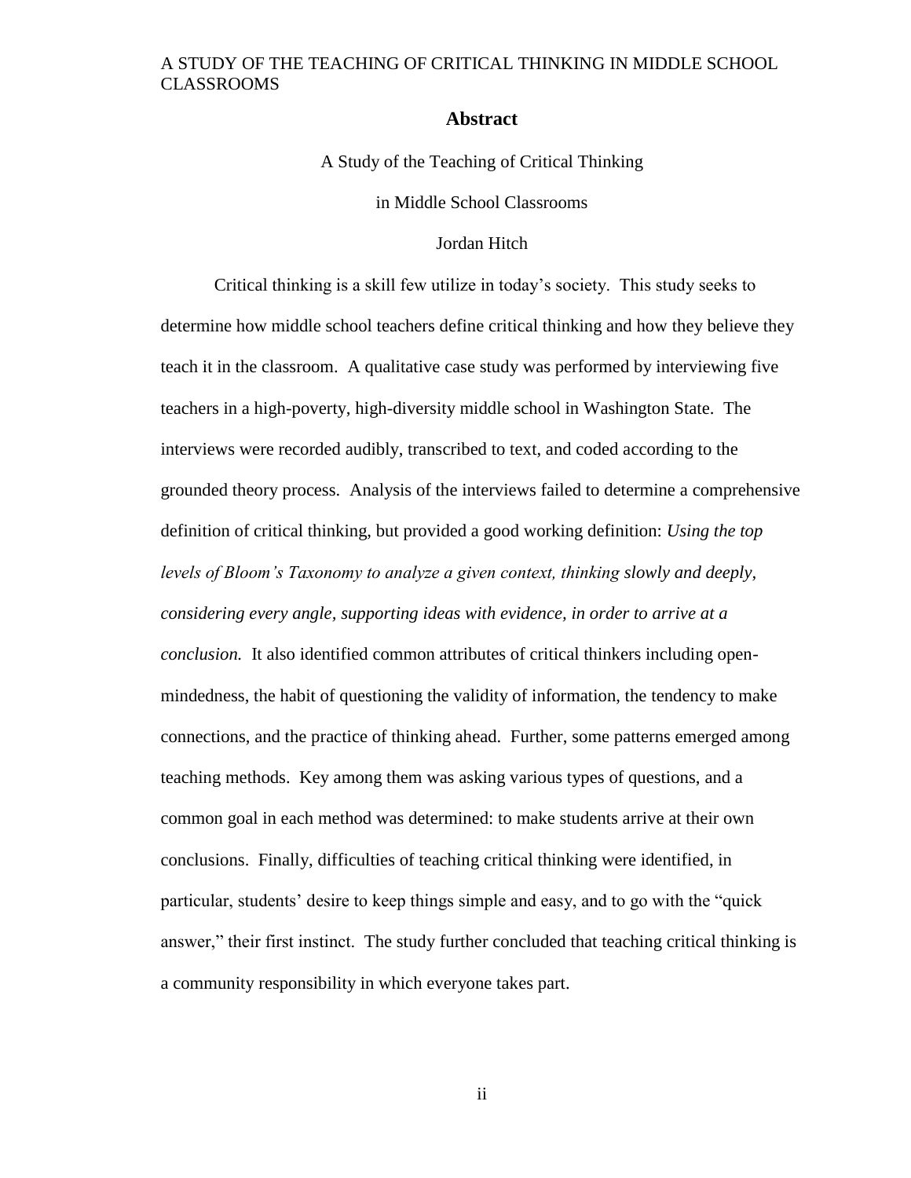## Abstract

A Study of the Teaching of Critical Thinking

in Middle School Classrooms

Jordan Hitch

Critical thinking is a skill few utilize in today's society. This study seeks to determine how middle school teachers define critical thinking and how they believe they teach it in the classroom. A qualitative case study was performed by interviewing five teachers in a high-poverty, high-diversity middle school in Washington State. The interviews were recorded audibly, transcribed to text, and coded according to the grounded theory process. Analysis of the interviews failed to determine a comprehensive definition of critical thinking, but provided a good working definition: *Using the top levels of Bloom's Taxonomy to analyze a given context, thinking slowly and deeply, considering every angle, supporting ideas with evidence, in order to arrive at a conclusion.* It also identified common attributes of critical thinkers including open-mindedness, the habit of questioning the validity of information, the tendency to make connections, and the practice of thinking ahead. Further, some patterns emerged among teaching methods. Key among them was asking various types of questions, and a common goal in each method was determined: to make students arrive at their own conclusions. Finally, difficulties of teaching critical thinking were identified, in particular, students' desire to keep things simple and easy, and to go with the "quick answer," their first instinct. The study further concluded that teaching critical thinking is a community responsibility in which everyone takes part.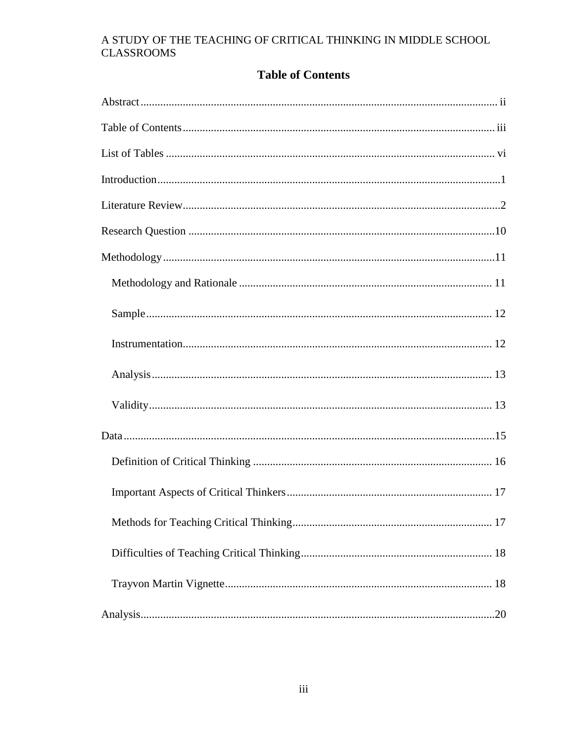## Table of Contents

Abstract ..... ii

Table of Contents ..... iii

List of Tables ..... vi

Introduction ..... 1

Literature Review ..... 2

Research Question ..... 10

Methodology ..... 11

- Methodology and Rationale ..... 11
- Sample ..... 12
- Instrumentation ..... 12
- Analysis ..... 13
- Validity ..... 13

Data ..... 15

- Definition of Critical Thinking ..... 16
- Important Aspects of Critical Thinkers ..... 17
- Methods for Teaching Critical Thinking ..... 17
- Difficulties of Teaching Critical Thinking ..... 18
- Trayvon Martin Vignette ..... 18

Analysis ..... 20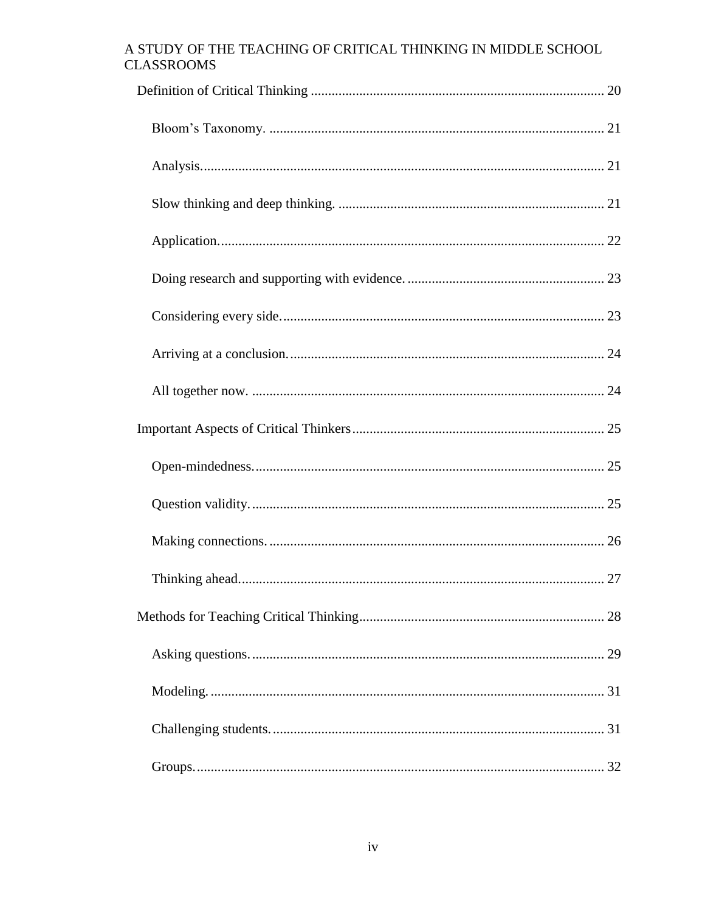Definition of Critical Thinking .................................................................................... 20

Bloom's Taxonomy. ................................................................................................ 21

Analysis.................................................................................................................... 21

Slow thinking and deep thinking. ............................................................................ 21

Application............................................................................................................... 22

Doing research and supporting with evidence. ........................................................ 23

Considering every side............................................................................................. 23

Arriving at a conclusion........................................................................................... 24

All together now. ..................................................................................................... 24

Important Aspects of Critical Thinkers........................................................................ 25

Open-mindedness..................................................................................................... 25

Question validity...................................................................................................... 25

Making connections. ................................................................................................ 26

Thinking ahead......................................................................................................... 27

Methods for Teaching Critical Thinking...................................................................... 28

Asking questions...................................................................................................... 29

Modeling.................................................................................................................. 31

Challenging students................................................................................................ 31

Groups...................................................................................................................... 32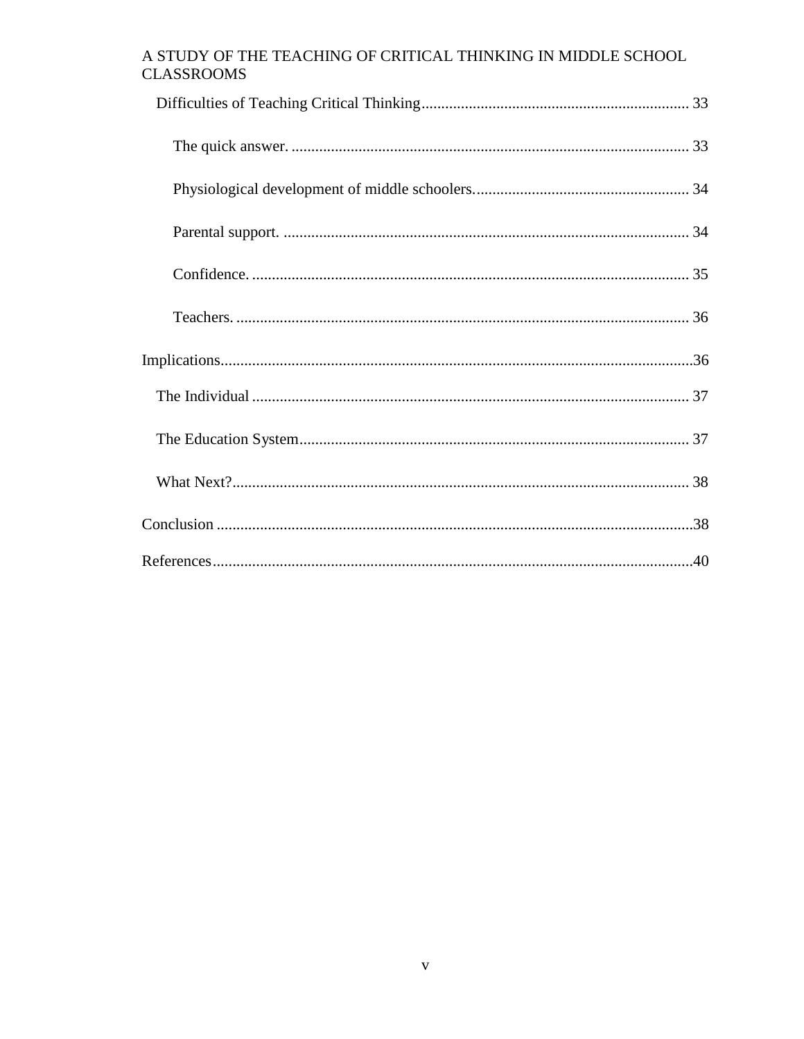Difficulties of Teaching Critical Thinking.................................................................... 33

The quick answer. .................................................................................................... 33

Physiological development of middle schoolers...................................................... 34

Parental support. ...................................................................................................... 34

Confidence. .............................................................................................................. 35

Teachers. .................................................................................................................. 36

Implications......................................................................................................................36

The Individual .............................................................................................................. 37

The Education System.................................................................................................. 37

What Next?................................................................................................................... 38

Conclusion .......................................................................................................................38

References.........................................................................................................................40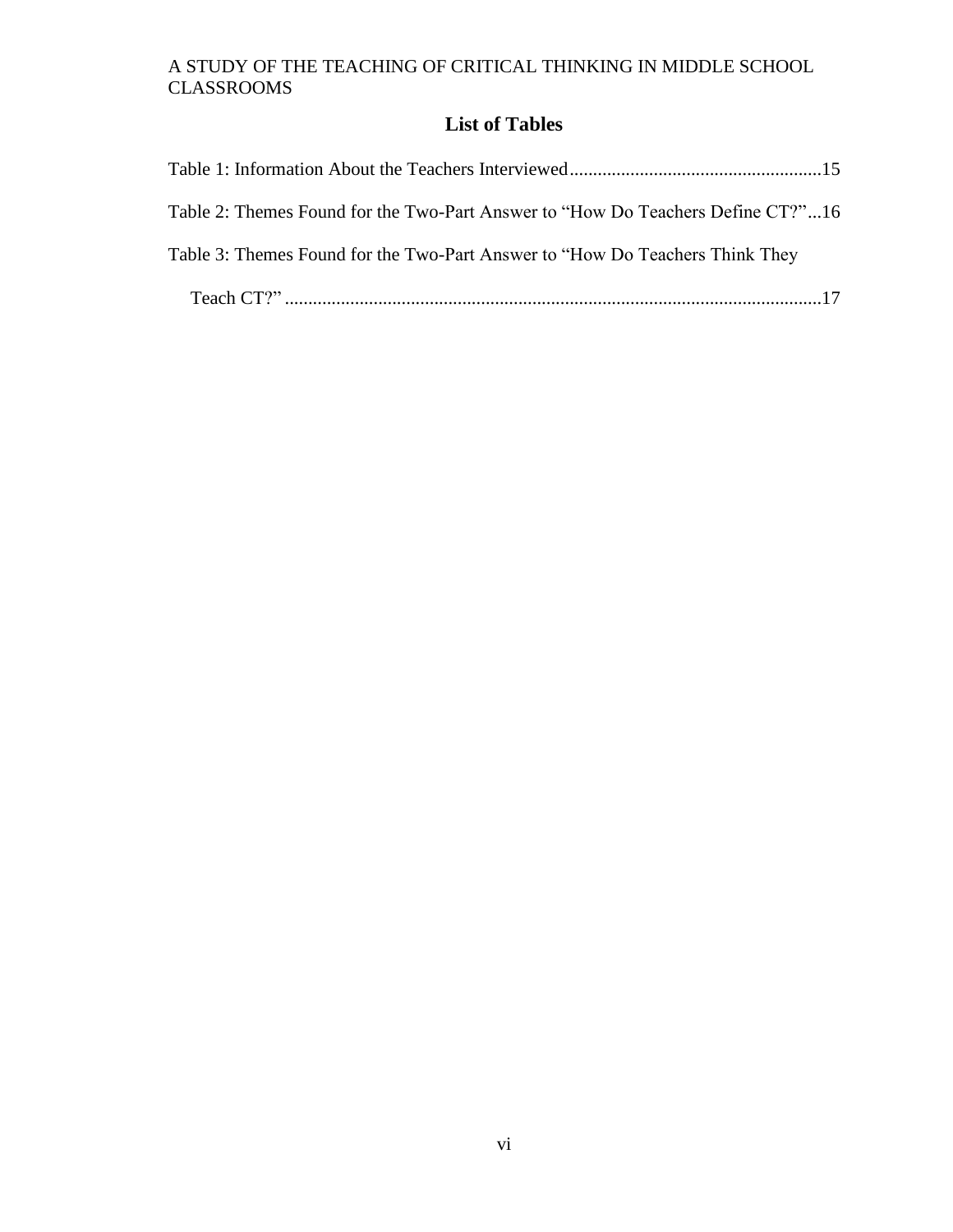## List of Tables

Table 1: Information About the Teachers Interviewed......................................................15

Table 2: Themes Found for the Two-Part Answer to "How Do Teachers Define CT?"...16

Table 3: Themes Found for the Two-Part Answer to "How Do Teachers Think They Teach CT?" .................................................................................................................17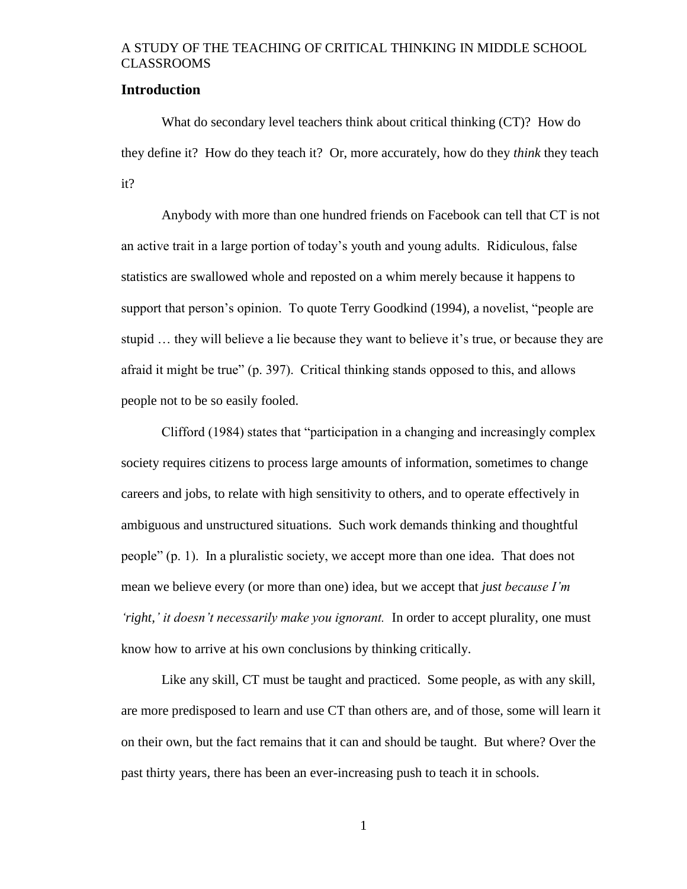# A STUDY OF THE TEACHING OF CRITICAL THINKING IN MIDDLE SCHOOL CLASSROOMS

## Introduction

What do secondary level teachers think about critical thinking (CT)? How do they define it? How do they teach it? Or, more accurately, how do they *think* they teach it?

Anybody with more than one hundred friends on Facebook can tell that CT is not an active trait in a large portion of today's youth and young adults. Ridiculous, false statistics are swallowed whole and reposted on a whim merely because it happens to support that person's opinion. To quote Terry Goodkind (1994), a novelist, "people are stupid … they will believe a lie because they want to believe it's true, or because they are afraid it might be true" (p. 397). Critical thinking stands opposed to this, and allows people not to be so easily fooled.

Clifford (1984) states that "participation in a changing and increasingly complex society requires citizens to process large amounts of information, sometimes to change careers and jobs, to relate with high sensitivity to others, and to operate effectively in ambiguous and unstructured situations. Such work demands thinking and thoughtful people" (p. 1). In a pluralistic society, we accept more than one idea. That does not mean we believe every (or more than one) idea, but we accept that *just because I'm 'right,' it doesn't necessarily make you ignorant.* In order to accept plurality, one must know how to arrive at his own conclusions by thinking critically.

Like any skill, CT must be taught and practiced. Some people, as with any skill, are more predisposed to learn and use CT than others are, and of those, some will learn it on their own, but the fact remains that it can and should be taught. But where? Over the past thirty years, there has been an ever-increasing push to teach it in schools.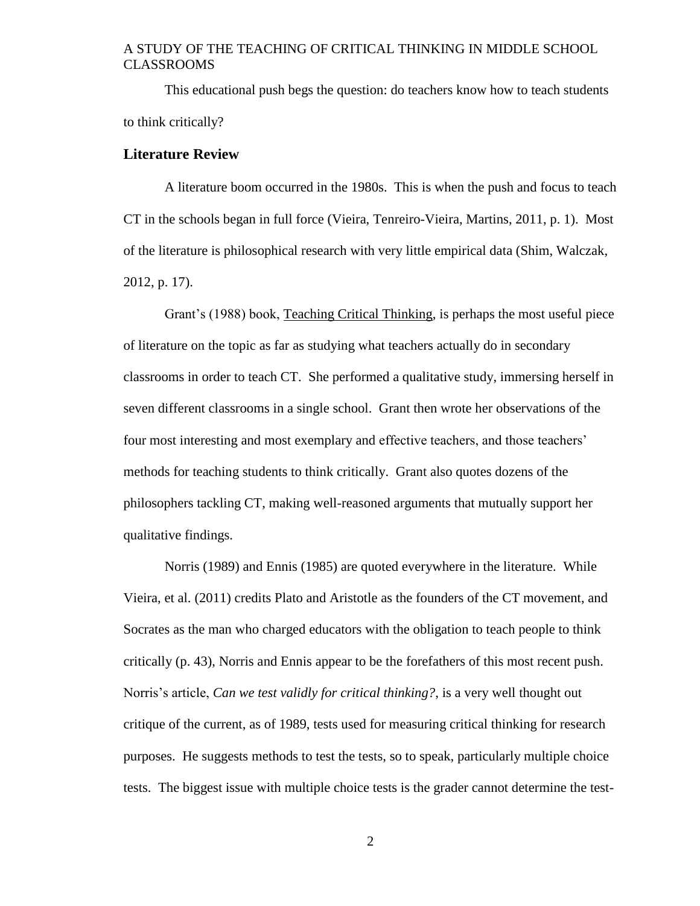This educational push begs the question: do teachers know how to teach students to think critically?

## Literature Review

A literature boom occurred in the 1980s. This is when the push and focus to teach CT in the schools began in full force (Vieira, Tenreiro-Vieira, Martins, 2011, p. 1). Most of the literature is philosophical research with very little empirical data (Shim, Walczak, 2012, p. 17).

Grant's (1988) book, Teaching Critical Thinking, is perhaps the most useful piece of literature on the topic as far as studying what teachers actually do in secondary classrooms in order to teach CT. She performed a qualitative study, immersing herself in seven different classrooms in a single school. Grant then wrote her observations of the four most interesting and most exemplary and effective teachers, and those teachers' methods for teaching students to think critically. Grant also quotes dozens of the philosophers tackling CT, making well-reasoned arguments that mutually support her qualitative findings.

Norris (1989) and Ennis (1985) are quoted everywhere in the literature. While Vieira, et al. (2011) credits Plato and Aristotle as the founders of the CT movement, and Socrates as the man who charged educators with the obligation to teach people to think critically (p. 43), Norris and Ennis appear to be the forefathers of this most recent push. Norris's article, *Can we test validly for critical thinking?*, is a very well thought out critique of the current, as of 1989, tests used for measuring critical thinking for research purposes. He suggests methods to test the tests, so to speak, particularly multiple choice tests. The biggest issue with multiple choice tests is the grader cannot determine the test-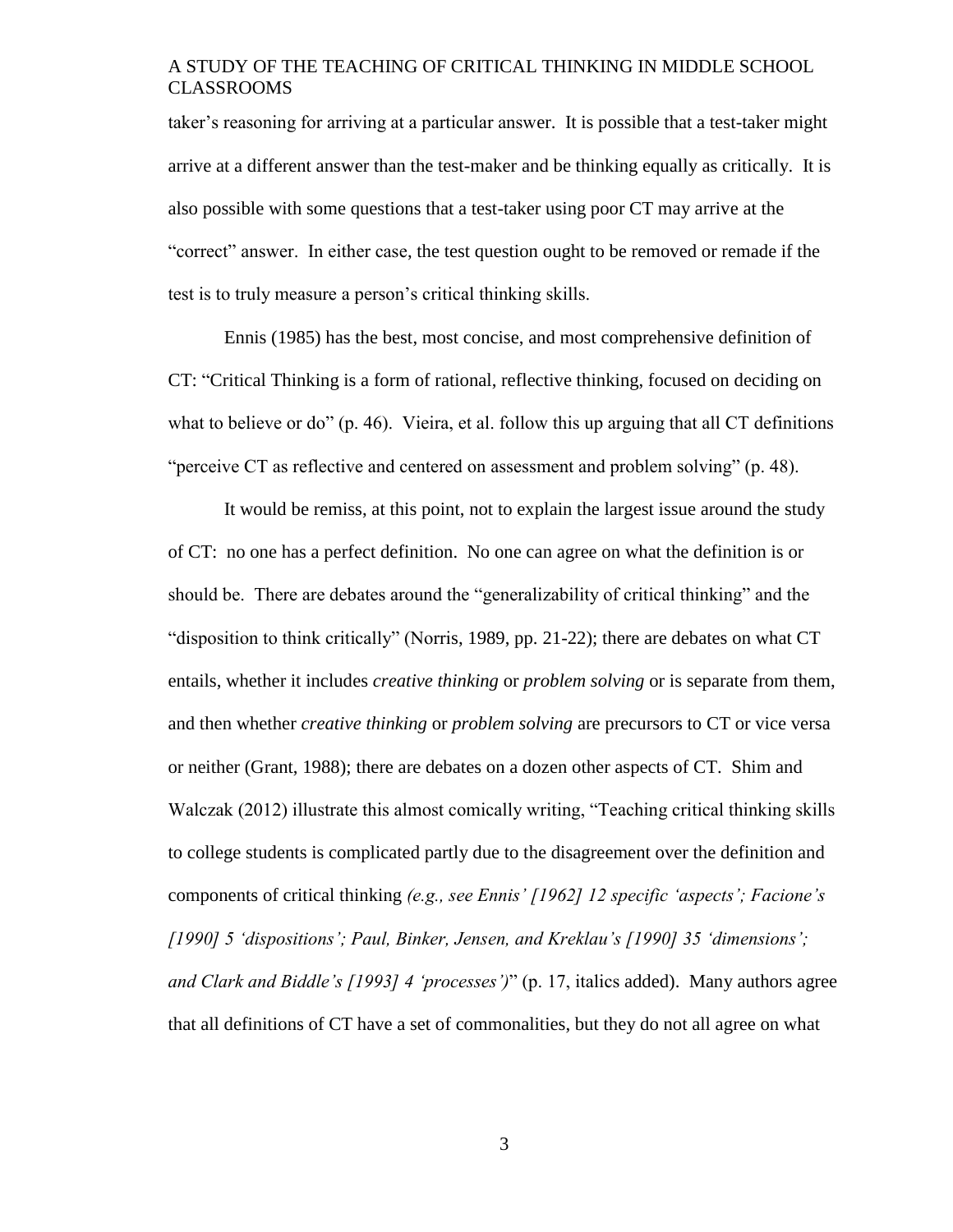taker's reasoning for arriving at a particular answer. It is possible that a test-taker might arrive at a different answer than the test-maker and be thinking equally as critically. It is also possible with some questions that a test-taker using poor CT may arrive at the "correct" answer. In either case, the test question ought to be removed or remade if the test is to truly measure a person's critical thinking skills.

Ennis (1985) has the best, most concise, and most comprehensive definition of CT: "Critical Thinking is a form of rational, reflective thinking, focused on deciding on what to believe or do" (p. 46). Vieira, et al. follow this up arguing that all CT definitions "perceive CT as reflective and centered on assessment and problem solving" (p. 48).

It would be remiss, at this point, not to explain the largest issue around the study of CT: no one has a perfect definition. No one can agree on what the definition is or should be. There are debates around the "generalizability of critical thinking" and the "disposition to think critically" (Norris, 1989, pp. 21-22); there are debates on what CT entails, whether it includes *creative thinking* or *problem solving* or is separate from them, and then whether *creative thinking* or *problem solving* are precursors to CT or vice versa or neither (Grant, 1988); there are debates on a dozen other aspects of CT. Shim and Walczak (2012) illustrate this almost comically writing, "Teaching critical thinking skills to college students is complicated partly due to the disagreement over the definition and components of critical thinking *(e.g., see Ennis' [1962] 12 specific 'aspects'; Facione's [1990] 5 'dispositions'; Paul, Binker, Jensen, and Kreklau's [1990] 35 'dimensions'; and Clark and Biddle's [1993] 4 'processes')*" (p. 17, italics added). Many authors agree that all definitions of CT have a set of commonalities, but they do not all agree on what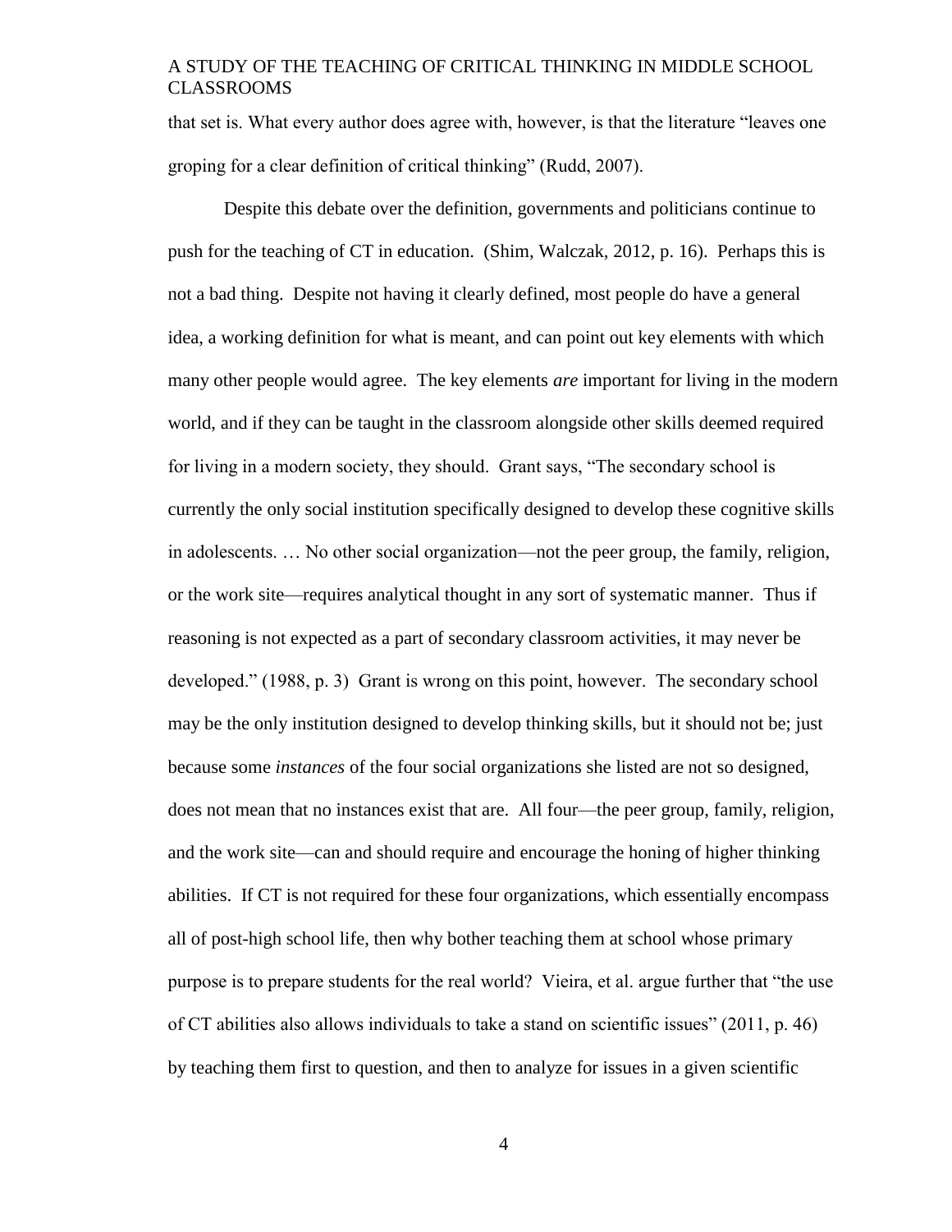that set is. What every author does agree with, however, is that the literature "leaves one groping for a clear definition of critical thinking" (Rudd, 2007).

Despite this debate over the definition, governments and politicians continue to push for the teaching of CT in education. (Shim, Walczak, 2012, p. 16). Perhaps this is not a bad thing. Despite not having it clearly defined, most people do have a general idea, a working definition for what is meant, and can point out key elements with which many other people would agree. The key elements *are* important for living in the modern world, and if they can be taught in the classroom alongside other skills deemed required for living in a modern society, they should. Grant says, "The secondary school is currently the only social institution specifically designed to develop these cognitive skills in adolescents. … No other social organization—not the peer group, the family, religion, or the work site—requires analytical thought in any sort of systematic manner. Thus if reasoning is not expected as a part of secondary classroom activities, it may never be developed." (1988, p. 3) Grant is wrong on this point, however. The secondary school may be the only institution designed to develop thinking skills, but it should not be; just because some *instances* of the four social organizations she listed are not so designed, does not mean that no instances exist that are. All four—the peer group, family, religion, and the work site—can and should require and encourage the honing of higher thinking abilities. If CT is not required for these four organizations, which essentially encompass all of post-high school life, then why bother teaching them at school whose primary purpose is to prepare students for the real world? Vieira, et al. argue further that "the use of CT abilities also allows individuals to take a stand on scientific issues" (2011, p. 46) by teaching them first to question, and then to analyze for issues in a given scientific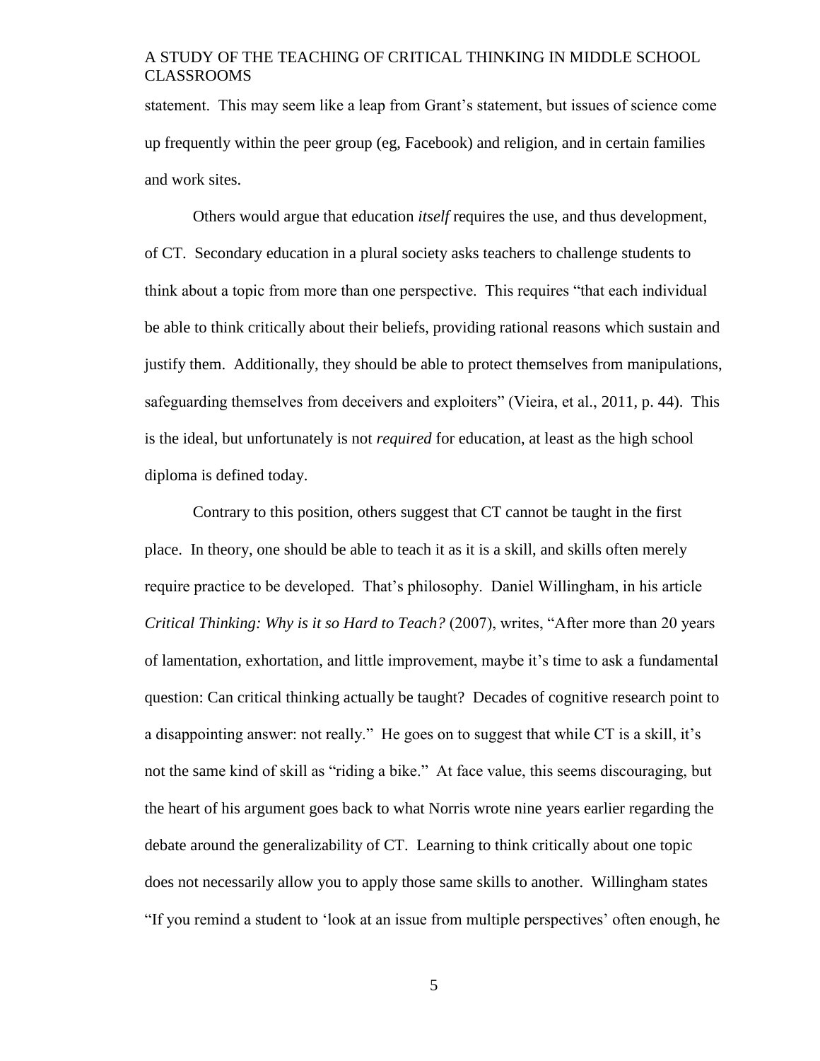statement. This may seem like a leap from Grant's statement, but issues of science come up frequently within the peer group (eg, Facebook) and religion, and in certain families and work sites.

Others would argue that education *itself* requires the use, and thus development, of CT. Secondary education in a plural society asks teachers to challenge students to think about a topic from more than one perspective. This requires "that each individual be able to think critically about their beliefs, providing rational reasons which sustain and justify them. Additionally, they should be able to protect themselves from manipulations, safeguarding themselves from deceivers and exploiters" (Vieira, et al., 2011, p. 44). This is the ideal, but unfortunately is not *required* for education, at least as the high school diploma is defined today.

Contrary to this position, others suggest that CT cannot be taught in the first place. In theory, one should be able to teach it as it is a skill, and skills often merely require practice to be developed. That's philosophy. Daniel Willingham, in his article *Critical Thinking: Why is it so Hard to Teach?* (2007), writes, "After more than 20 years of lamentation, exhortation, and little improvement, maybe it's time to ask a fundamental question: Can critical thinking actually be taught? Decades of cognitive research point to a disappointing answer: not really." He goes on to suggest that while CT is a skill, it's not the same kind of skill as "riding a bike." At face value, this seems discouraging, but the heart of his argument goes back to what Norris wrote nine years earlier regarding the debate around the generalizability of CT. Learning to think critically about one topic does not necessarily allow you to apply those same skills to another. Willingham states "If you remind a student to 'look at an issue from multiple perspectives' often enough, he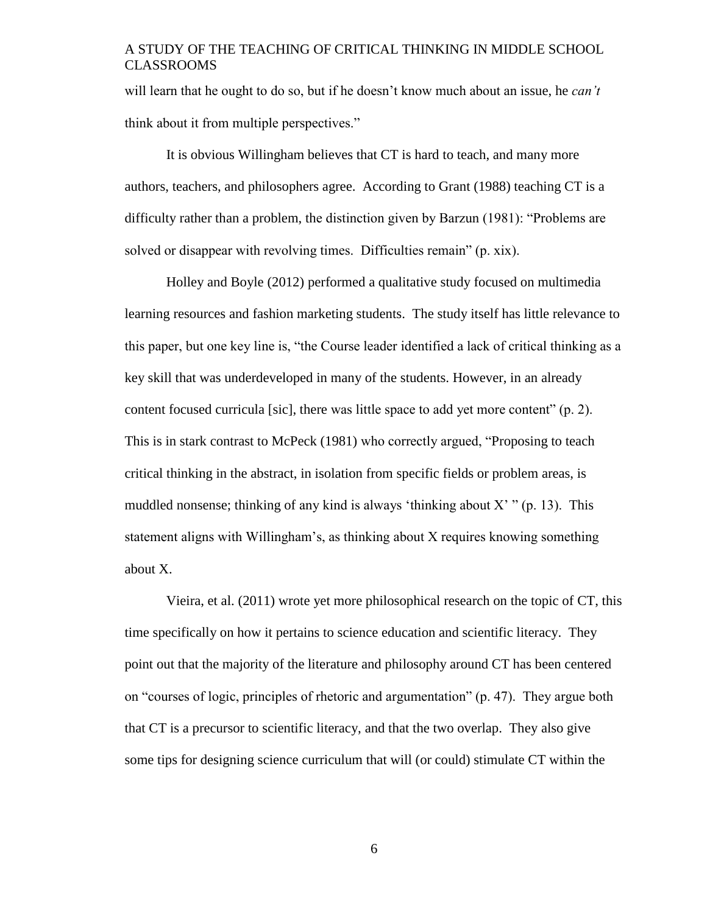will learn that he ought to do so, but if he doesn't know much about an issue, he *can't* think about it from multiple perspectives."

It is obvious Willingham believes that CT is hard to teach, and many more authors, teachers, and philosophers agree. According to Grant (1988) teaching CT is a difficulty rather than a problem, the distinction given by Barzun (1981): "Problems are solved or disappear with revolving times. Difficulties remain" (p. xix).

Holley and Boyle (2012) performed a qualitative study focused on multimedia learning resources and fashion marketing students. The study itself has little relevance to this paper, but one key line is, "the Course leader identified a lack of critical thinking as a key skill that was underdeveloped in many of the students. However, in an already content focused curricula [sic], there was little space to add yet more content" (p. 2). This is in stark contrast to McPeck (1981) who correctly argued, "Proposing to teach critical thinking in the abstract, in isolation from specific fields or problem areas, is muddled nonsense; thinking of any kind is always 'thinking about X' " (p. 13). This statement aligns with Willingham's, as thinking about X requires knowing something about X.

Vieira, et al. (2011) wrote yet more philosophical research on the topic of CT, this time specifically on how it pertains to science education and scientific literacy. They point out that the majority of the literature and philosophy around CT has been centered on "courses of logic, principles of rhetoric and argumentation" (p. 47). They argue both that CT is a precursor to scientific literacy, and that the two overlap. They also give some tips for designing science curriculum that will (or could) stimulate CT within the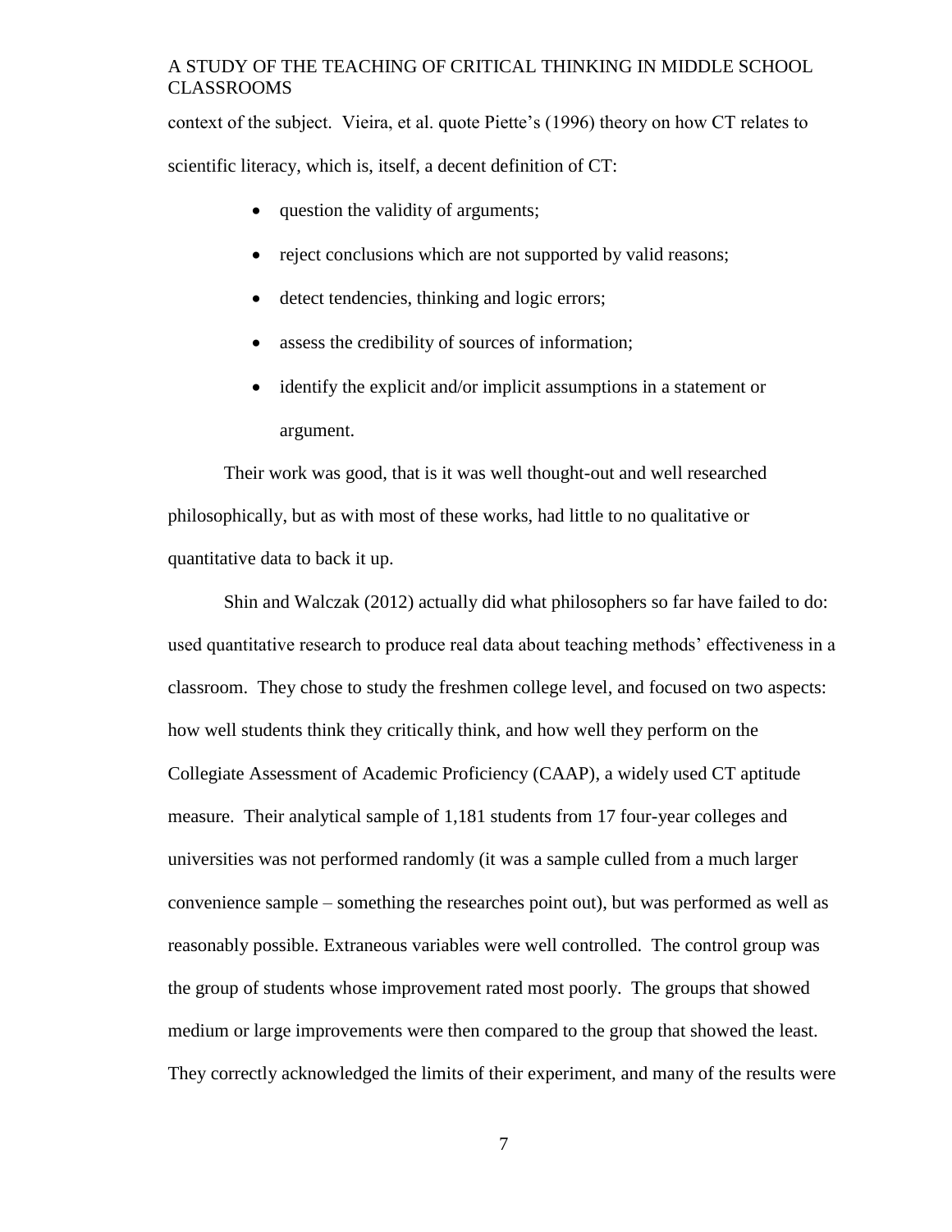context of the subject. Vieira, et al. quote Piette's (1996) theory on how CT relates to scientific literacy, which is, itself, a decent definition of CT:

- question the validity of arguments;
- reject conclusions which are not supported by valid reasons;
- detect tendencies, thinking and logic errors;
- assess the credibility of sources of information;
- identify the explicit and/or implicit assumptions in a statement or argument.

Their work was good, that is it was well thought-out and well researched philosophically, but as with most of these works, had little to no qualitative or quantitative data to back it up.

Shin and Walczak (2012) actually did what philosophers so far have failed to do: used quantitative research to produce real data about teaching methods' effectiveness in a classroom. They chose to study the freshmen college level, and focused on two aspects: how well students think they critically think, and how well they perform on the Collegiate Assessment of Academic Proficiency (CAAP), a widely used CT aptitude measure. Their analytical sample of 1,181 students from 17 four-year colleges and universities was not performed randomly (it was a sample culled from a much larger convenience sample – something the researches point out), but was performed as well as reasonably possible. Extraneous variables were well controlled. The control group was the group of students whose improvement rated most poorly. The groups that showed medium or large improvements were then compared to the group that showed the least. They correctly acknowledged the limits of their experiment, and many of the results were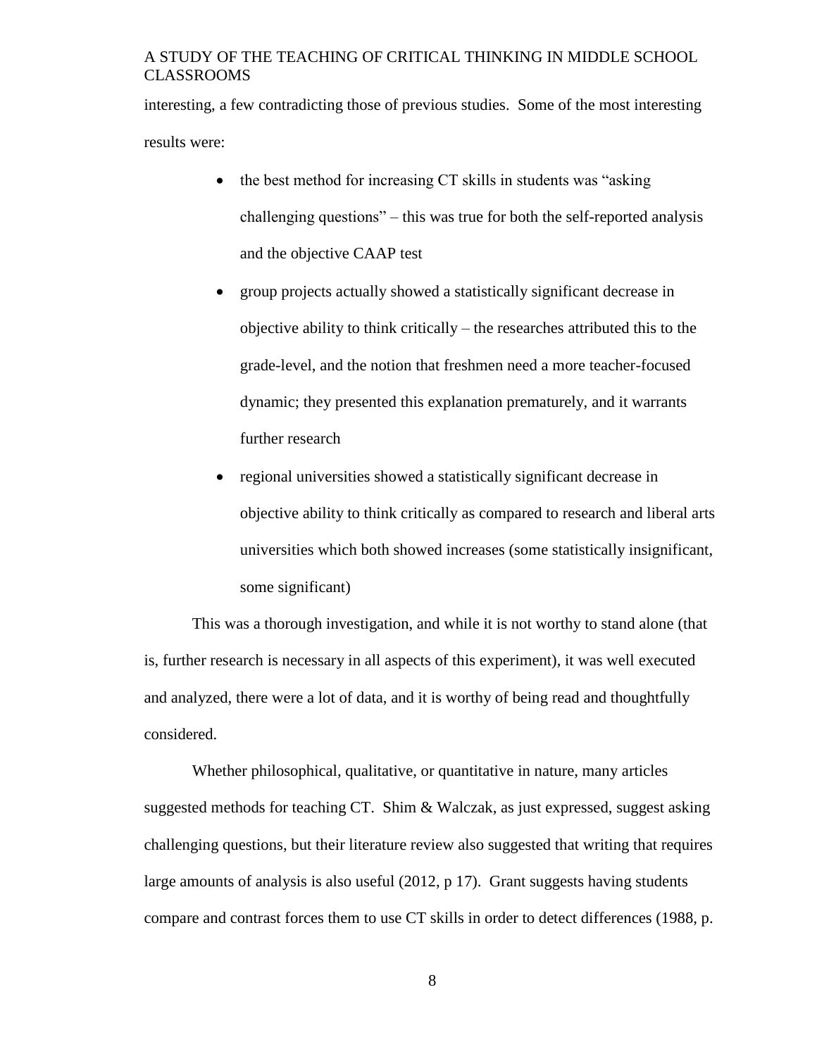interesting, a few contradicting those of previous studies. Some of the most interesting results were:

- the best method for increasing CT skills in students was "asking challenging questions" – this was true for both the self-reported analysis and the objective CAAP test
- group projects actually showed a statistically significant decrease in objective ability to think critically – the researches attributed this to the grade-level, and the notion that freshmen need a more teacher-focused dynamic; they presented this explanation prematurely, and it warrants further research
- regional universities showed a statistically significant decrease in objective ability to think critically as compared to research and liberal arts universities which both showed increases (some statistically insignificant, some significant)

This was a thorough investigation, and while it is not worthy to stand alone (that is, further research is necessary in all aspects of this experiment), it was well executed and analyzed, there were a lot of data, and it is worthy of being read and thoughtfully considered.

Whether philosophical, qualitative, or quantitative in nature, many articles suggested methods for teaching CT. Shim & Walczak, as just expressed, suggest asking challenging questions, but their literature review also suggested that writing that requires large amounts of analysis is also useful (2012, p 17). Grant suggests having students compare and contrast forces them to use CT skills in order to detect differences (1988, p.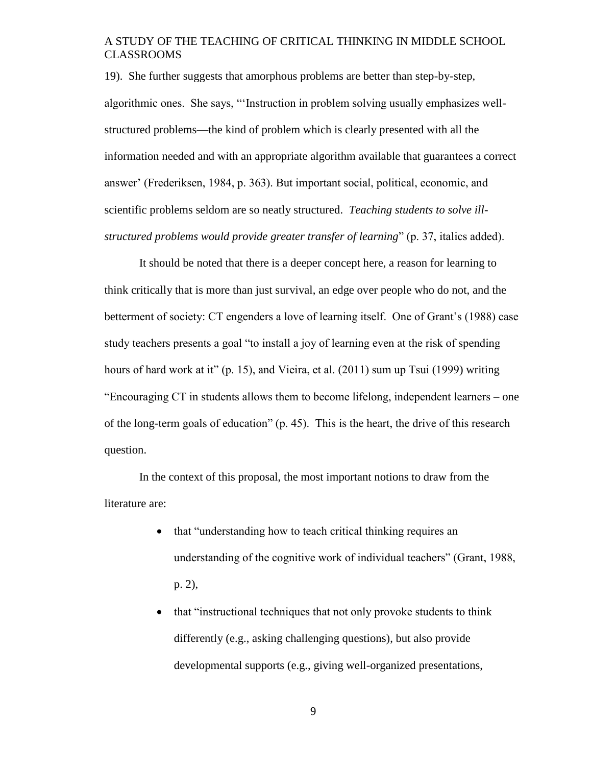19). She further suggests that amorphous problems are better than step-by-step, algorithmic ones. She says, "'Instruction in problem solving usually emphasizes well-structured problems—the kind of problem which is clearly presented with all the information needed and with an appropriate algorithm available that guarantees a correct answer' (Frederiksen, 1984, p. 363). But important social, political, economic, and scientific problems seldom are so neatly structured. *Teaching students to solve ill-structured problems would provide greater transfer of learning*" (p. 37, italics added).

It should be noted that there is a deeper concept here, a reason for learning to think critically that is more than just survival, an edge over people who do not, and the betterment of society: CT engenders a love of learning itself. One of Grant's (1988) case study teachers presents a goal "to install a joy of learning even at the risk of spending hours of hard work at it" (p. 15), and Vieira, et al. (2011) sum up Tsui (1999) writing "Encouraging CT in students allows them to become lifelong, independent learners – one of the long-term goals of education" (p. 45). This is the heart, the drive of this research question.

In the context of this proposal, the most important notions to draw from the literature are:

- that "understanding how to teach critical thinking requires an understanding of the cognitive work of individual teachers" (Grant, 1988, p. 2),
- that "instructional techniques that not only provoke students to think differently (e.g., asking challenging questions), but also provide developmental supports (e.g., giving well-organized presentations,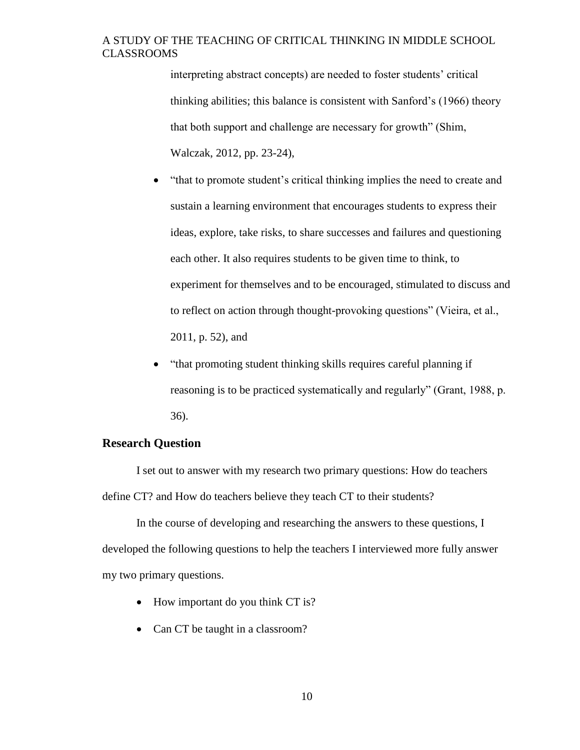interpreting abstract concepts) are needed to foster students' critical thinking abilities; this balance is consistent with Sanford's (1966) theory that both support and challenge are necessary for growth" (Shim, Walczak, 2012, pp. 23-24),

- "that to promote student's critical thinking implies the need to create and sustain a learning environment that encourages students to express their ideas, explore, take risks, to share successes and failures and questioning each other. It also requires students to be given time to think, to experiment for themselves and to be encouraged, stimulated to discuss and to reflect on action through thought-provoking questions" (Vieira, et al., 2011, p. 52), and
- "that promoting student thinking skills requires careful planning if reasoning is to be practiced systematically and regularly" (Grant, 1988, p. 36).

## Research Question

I set out to answer with my research two primary questions: How do teachers define CT? and How do teachers believe they teach CT to their students?

In the course of developing and researching the answers to these questions, I developed the following questions to help the teachers I interviewed more fully answer my two primary questions.

- How important do you think CT is?
- Can CT be taught in a classroom?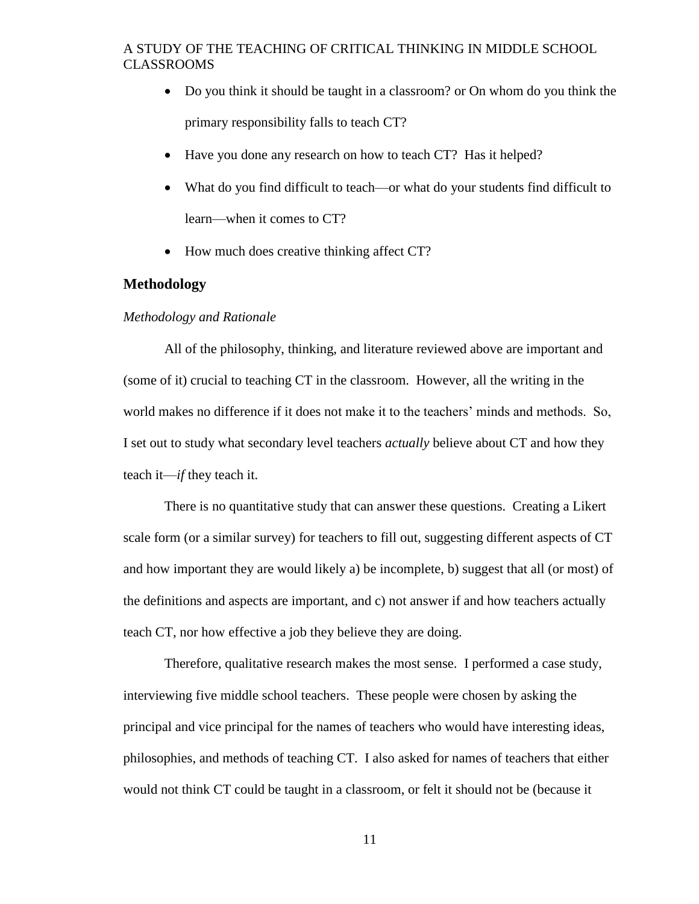- Do you think it should be taught in a classroom? or On whom do you think the primary responsibility falls to teach CT?
- Have you done any research on how to teach CT? Has it helped?
- What do you find difficult to teach—or what do your students find difficult to learn—when it comes to CT?
- How much does creative thinking affect CT?

## Methodology

### *Methodology and Rationale*

All of the philosophy, thinking, and literature reviewed above are important and (some of it) crucial to teaching CT in the classroom. However, all the writing in the world makes no difference if it does not make it to the teachers' minds and methods. So, I set out to study what secondary level teachers *actually* believe about CT and how they teach it—*if* they teach it.

There is no quantitative study that can answer these questions. Creating a Likert scale form (or a similar survey) for teachers to fill out, suggesting different aspects of CT and how important they are would likely a) be incomplete, b) suggest that all (or most) of the definitions and aspects are important, and c) not answer if and how teachers actually teach CT, nor how effective a job they believe they are doing.

Therefore, qualitative research makes the most sense. I performed a case study, interviewing five middle school teachers. These people were chosen by asking the principal and vice principal for the names of teachers who would have interesting ideas, philosophies, and methods of teaching CT. I also asked for names of teachers that either would not think CT could be taught in a classroom, or felt it should not be (because it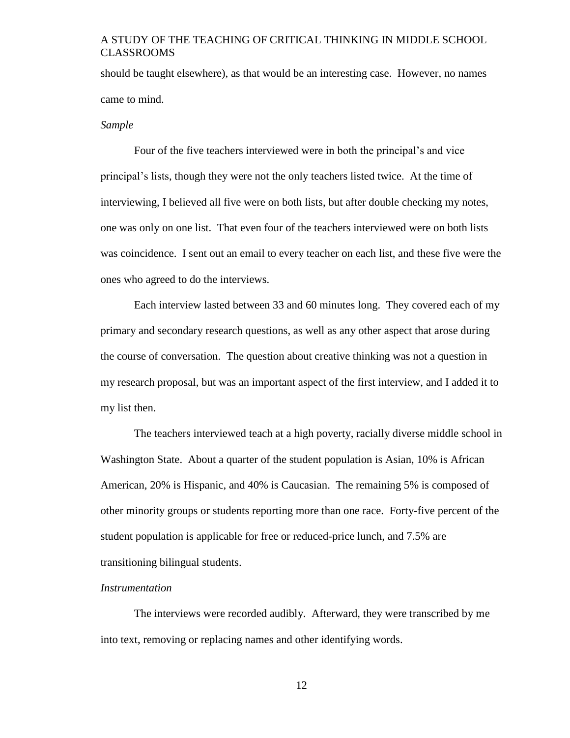should be taught elsewhere), as that would be an interesting case. However, no names came to mind.

*Sample*

Four of the five teachers interviewed were in both the principal's and vice principal's lists, though they were not the only teachers listed twice. At the time of interviewing, I believed all five were on both lists, but after double checking my notes, one was only on one list. That even four of the teachers interviewed were on both lists was coincidence. I sent out an email to every teacher on each list, and these five were the ones who agreed to do the interviews.

Each interview lasted between 33 and 60 minutes long. They covered each of my primary and secondary research questions, as well as any other aspect that arose during the course of conversation. The question about creative thinking was not a question in my research proposal, but was an important aspect of the first interview, and I added it to my list then.

The teachers interviewed teach at a high poverty, racially diverse middle school in Washington State. About a quarter of the student population is Asian, 10% is African American, 20% is Hispanic, and 40% is Caucasian. The remaining 5% is composed of other minority groups or students reporting more than one race. Forty-five percent of the student population is applicable for free or reduced-price lunch, and 7.5% are transitioning bilingual students.

*Instrumentation*

The interviews were recorded audibly. Afterward, they were transcribed by me into text, removing or replacing names and other identifying words.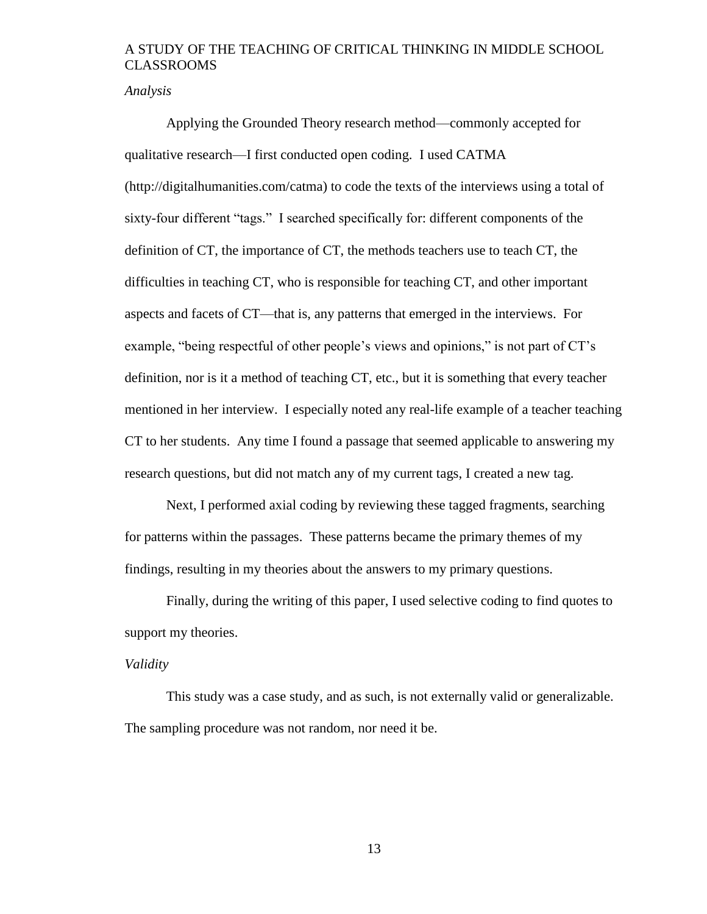*Analysis*

Applying the Grounded Theory research method—commonly accepted for qualitative research—I first conducted open coding. I used CATMA (http://digitalhumanities.com/catma) to code the texts of the interviews using a total of sixty-four different "tags." I searched specifically for: different components of the definition of CT, the importance of CT, the methods teachers use to teach CT, the difficulties in teaching CT, who is responsible for teaching CT, and other important aspects and facets of CT—that is, any patterns that emerged in the interviews. For example, "being respectful of other people's views and opinions," is not part of CT's definition, nor is it a method of teaching CT, etc., but it is something that every teacher mentioned in her interview. I especially noted any real-life example of a teacher teaching CT to her students. Any time I found a passage that seemed applicable to answering my research questions, but did not match any of my current tags, I created a new tag.

Next, I performed axial coding by reviewing these tagged fragments, searching for patterns within the passages. These patterns became the primary themes of my findings, resulting in my theories about the answers to my primary questions.

Finally, during the writing of this paper, I used selective coding to find quotes to support my theories.

*Validity*

This study was a case study, and as such, is not externally valid or generalizable. The sampling procedure was not random, nor need it be.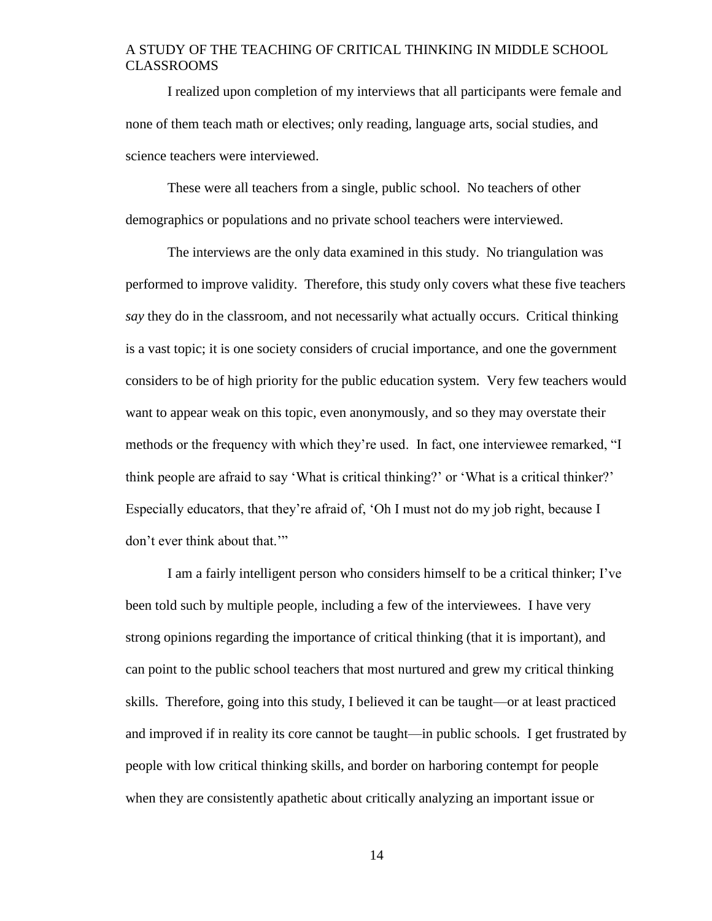I realized upon completion of my interviews that all participants were female and none of them teach math or electives; only reading, language arts, social studies, and science teachers were interviewed.

These were all teachers from a single, public school. No teachers of other demographics or populations and no private school teachers were interviewed.

The interviews are the only data examined in this study. No triangulation was performed to improve validity. Therefore, this study only covers what these five teachers *say* they do in the classroom, and not necessarily what actually occurs. Critical thinking is a vast topic; it is one society considers of crucial importance, and one the government considers to be of high priority for the public education system. Very few teachers would want to appear weak on this topic, even anonymously, and so they may overstate their methods or the frequency with which they're used. In fact, one interviewee remarked, "I think people are afraid to say 'What is critical thinking?' or 'What is a critical thinker?' Especially educators, that they're afraid of, 'Oh I must not do my job right, because I don't ever think about that.'"

I am a fairly intelligent person who considers himself to be a critical thinker; I've been told such by multiple people, including a few of the interviewees. I have very strong opinions regarding the importance of critical thinking (that it is important), and can point to the public school teachers that most nurtured and grew my critical thinking skills. Therefore, going into this study, I believed it can be taught—or at least practiced and improved if in reality its core cannot be taught—in public schools. I get frustrated by people with low critical thinking skills, and border on harboring contempt for people when they are consistently apathetic about critically analyzing an important issue or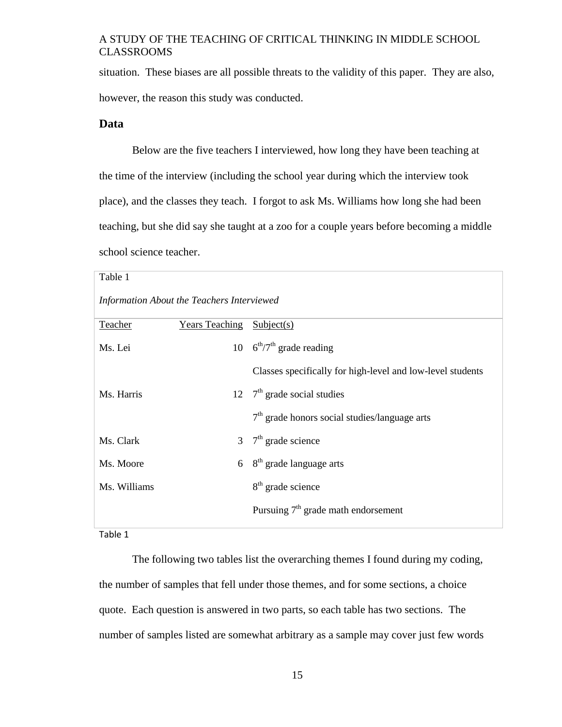situation. These biases are all possible threats to the validity of this paper. They are also, however, the reason this study was conducted.

## Data

Below are the five teachers I interviewed, how long they have been teaching at the time of the interview (including the school year during which the interview took place), and the classes they teach. I forgot to ask Ms. Williams how long she had been teaching, but she did say she taught at a zoo for a couple years before becoming a middle school science teacher.

Table 1

*Information About the Teachers Interviewed*

| Teacher | Years Teaching | Subject(s) |
|---|---|---|
| Ms. Lei | 10 | 6th/7th grade reading |
| | | Classes specifically for high-level and low-level students |
| Ms. Harris | 12 | 7th grade social studies |
| | | 7th grade honors social studies/language arts |
| Ms. Clark | 3 | 7th grade science |
| Ms. Moore | 6 | 8th grade language arts |
| Ms. Williams | | 8th grade science |
| | | Pursuing 7th grade math endorsement |

Table 1

The following two tables list the overarching themes I found during my coding, the number of samples that fell under those themes, and for some sections, a choice quote. Each question is answered in two parts, so each table has two sections. The number of samples listed are somewhat arbitrary as a sample may cover just few words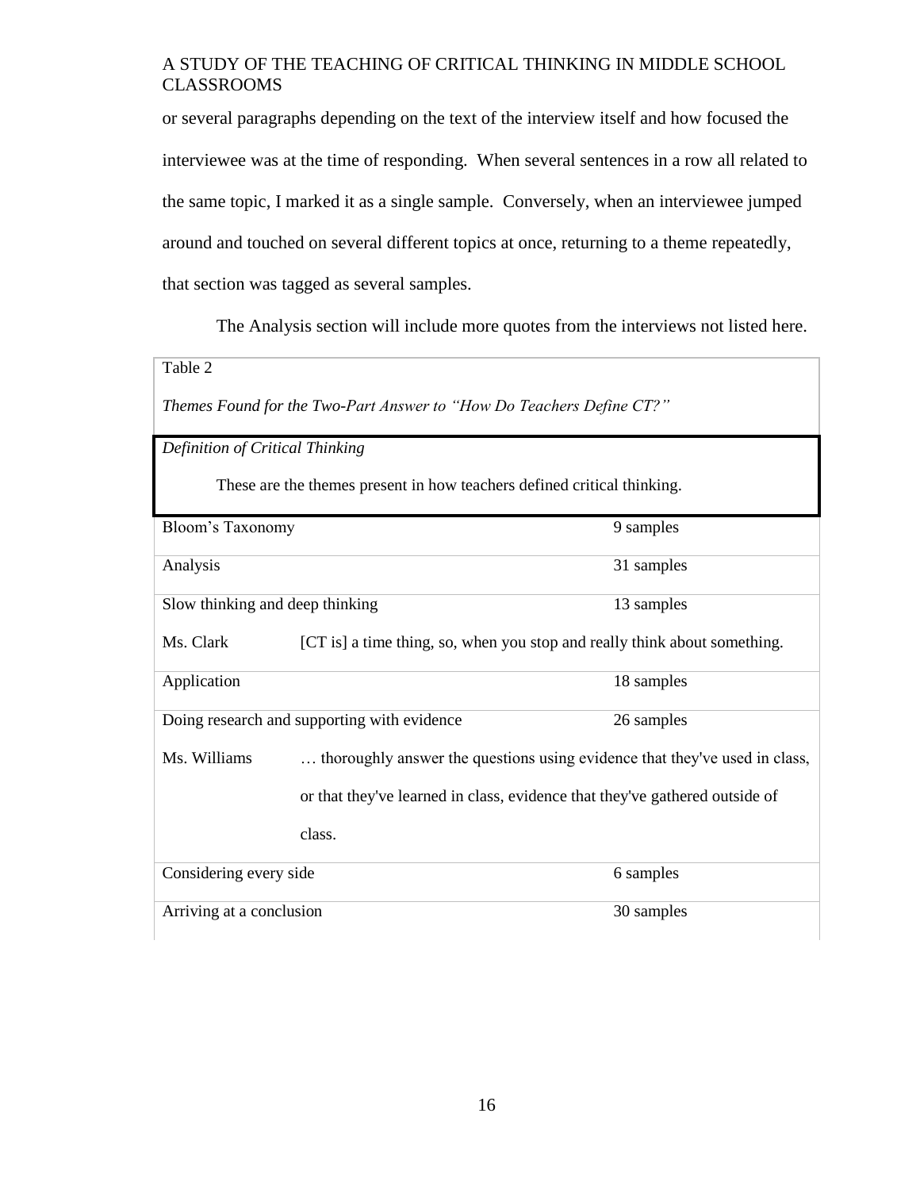or several paragraphs depending on the text of the interview itself and how focused the interviewee was at the time of responding. When several sentences in a row all related to the same topic, I marked it as a single sample. Conversely, when an interviewee jumped around and touched on several different topics at once, returning to a theme repeatedly, that section was tagged as several samples.

The Analysis section will include more quotes from the interviews not listed here.

Table 2

*Themes Found for the Two-Part Answer to "How Do Teachers Define CT?"*

| *Definition of Critical Thinking* | |
|---|---|
| These are the themes present in how teachers defined critical thinking. | |
| Bloom's Taxonomy | 9 samples |
| Analysis | 31 samples |
| Slow thinking and deep thinking | 13 samples |
| Ms. Clark | [CT is] a time thing, so, when you stop and really think about something. |
| Application | 18 samples |
| Doing research and supporting with evidence | 26 samples |
| Ms. Williams | … thoroughly answer the questions using evidence that they've used in class, or that they've learned in class, evidence that they've gathered outside of class. |
| Considering every side | 6 samples |
| Arriving at a conclusion | 30 samples |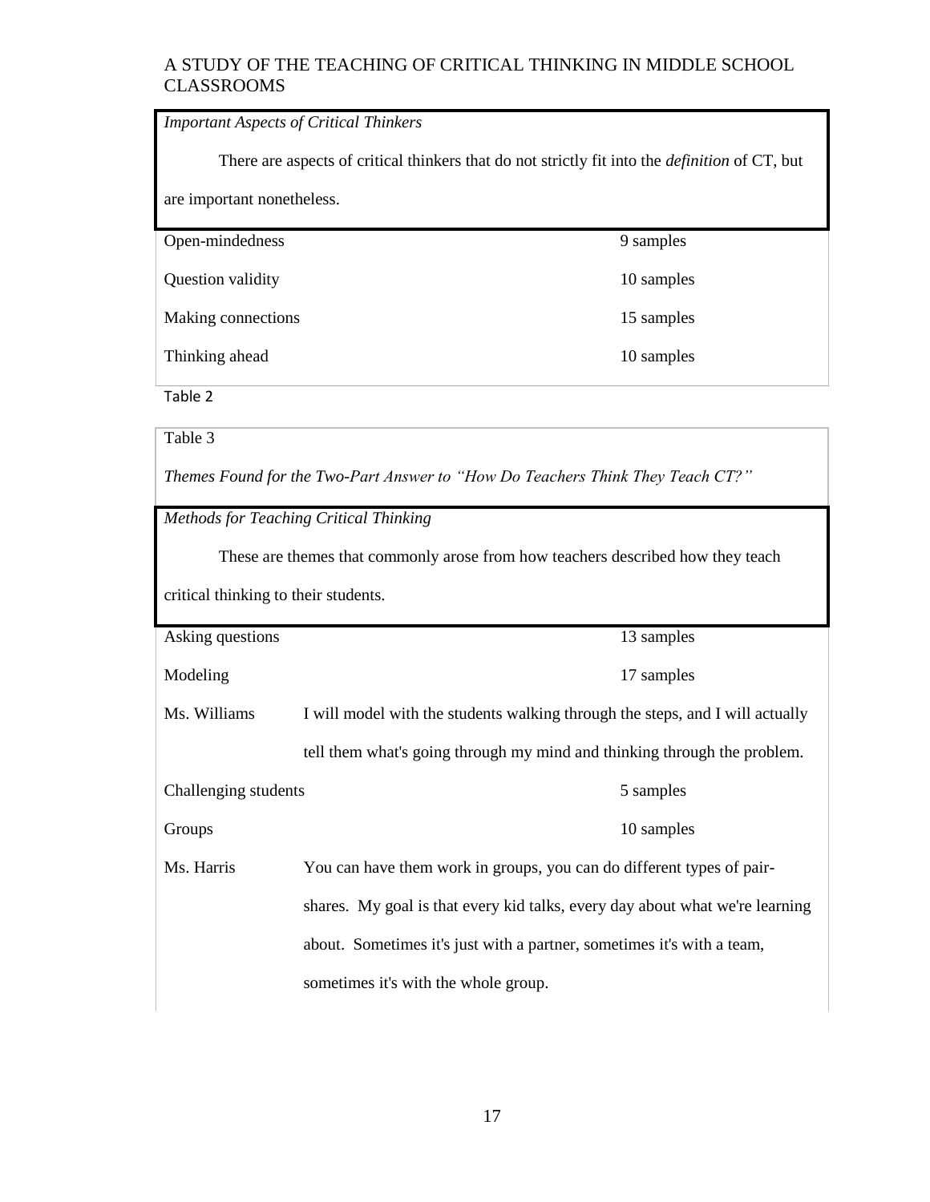*Important Aspects of Critical Thinkers*

There are aspects of critical thinkers that do not strictly fit into the *definition* of CT, but are important nonetheless.

| | |
|---|---|
| Open-mindedness | 9 samples |
| Question validity | 10 samples |
| Making connections | 15 samples |
| Thinking ahead | 10 samples |

Table 2

Table 3

*Themes Found for the Two-Part Answer to "How Do Teachers Think They Teach CT?"*

*Methods for Teaching Critical Thinking*

These are themes that commonly arose from how teachers described how they teach critical thinking to their students.

| | | |
|---|---|---|
| Asking questions | | 13 samples |
| Modeling | | 17 samples |
| Ms. Williams | I will model with the students walking through the steps, and I will actually tell them what's going through my mind and thinking through the problem. | |
| Challenging students | | 5 samples |
| Groups | | 10 samples |
| Ms. Harris | You can have them work in groups, you can do different types of pair-shares. My goal is that every kid talks, every day about what we're learning about. Sometimes it's just with a partner, sometimes it's with a team, sometimes it's with the whole group. | |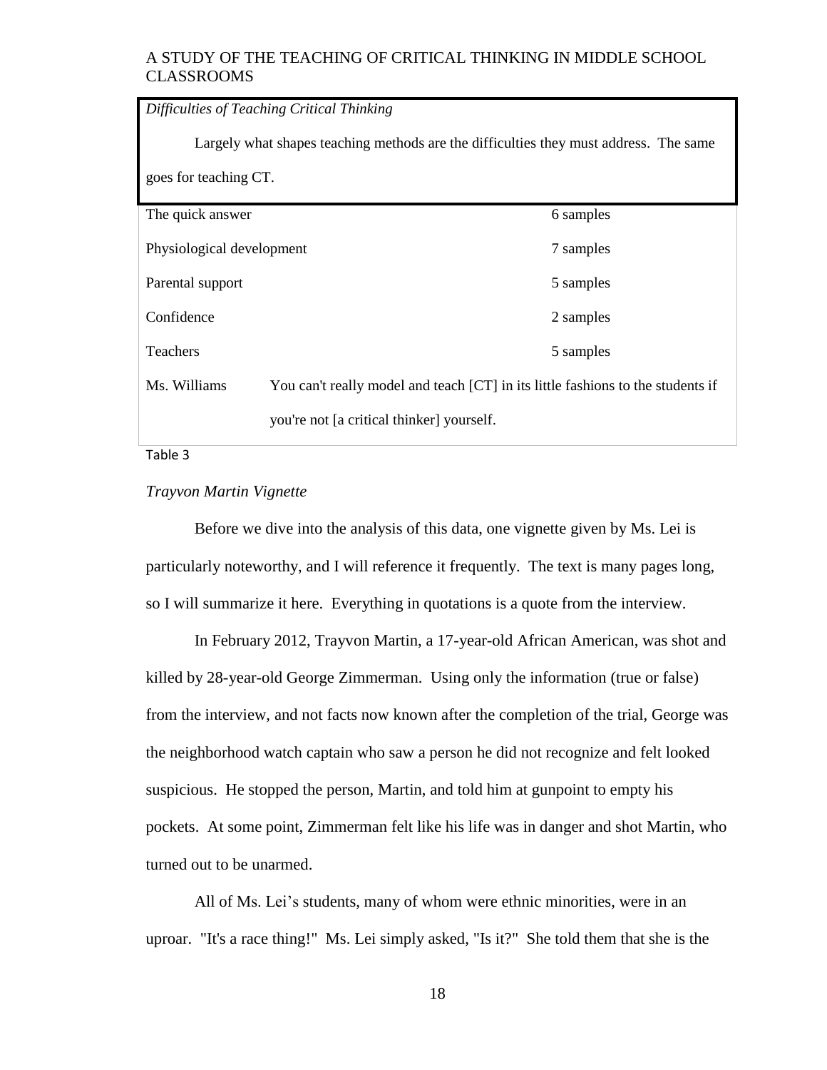*Difficulties of Teaching Critical Thinking*

Largely what shapes teaching methods are the difficulties they must address. The same goes for teaching CT.

| | | |
|---|---|---|
| The quick answer | | 6 samples |
| Physiological development | | 7 samples |
| Parental support | | 5 samples |
| Confidence | | 2 samples |
| Teachers | | 5 samples |
| Ms. Williams | You can't really model and teach [CT] in its little fashions to the students if you're not [a critical thinker] yourself. | |

Table 3

*Trayvon Martin Vignette*

Before we dive into the analysis of this data, one vignette given by Ms. Lei is particularly noteworthy, and I will reference it frequently. The text is many pages long, so I will summarize it here. Everything in quotations is a quote from the interview.

In February 2012, Trayvon Martin, a 17-year-old African American, was shot and killed by 28-year-old George Zimmerman. Using only the information (true or false) from the interview, and not facts now known after the completion of the trial, George was the neighborhood watch captain who saw a person he did not recognize and felt looked suspicious. He stopped the person, Martin, and told him at gunpoint to empty his pockets. At some point, Zimmerman felt like his life was in danger and shot Martin, who turned out to be unarmed.

All of Ms. Lei's students, many of whom were ethnic minorities, were in an uproar. "It's a race thing!" Ms. Lei simply asked, "Is it?" She told them that she is the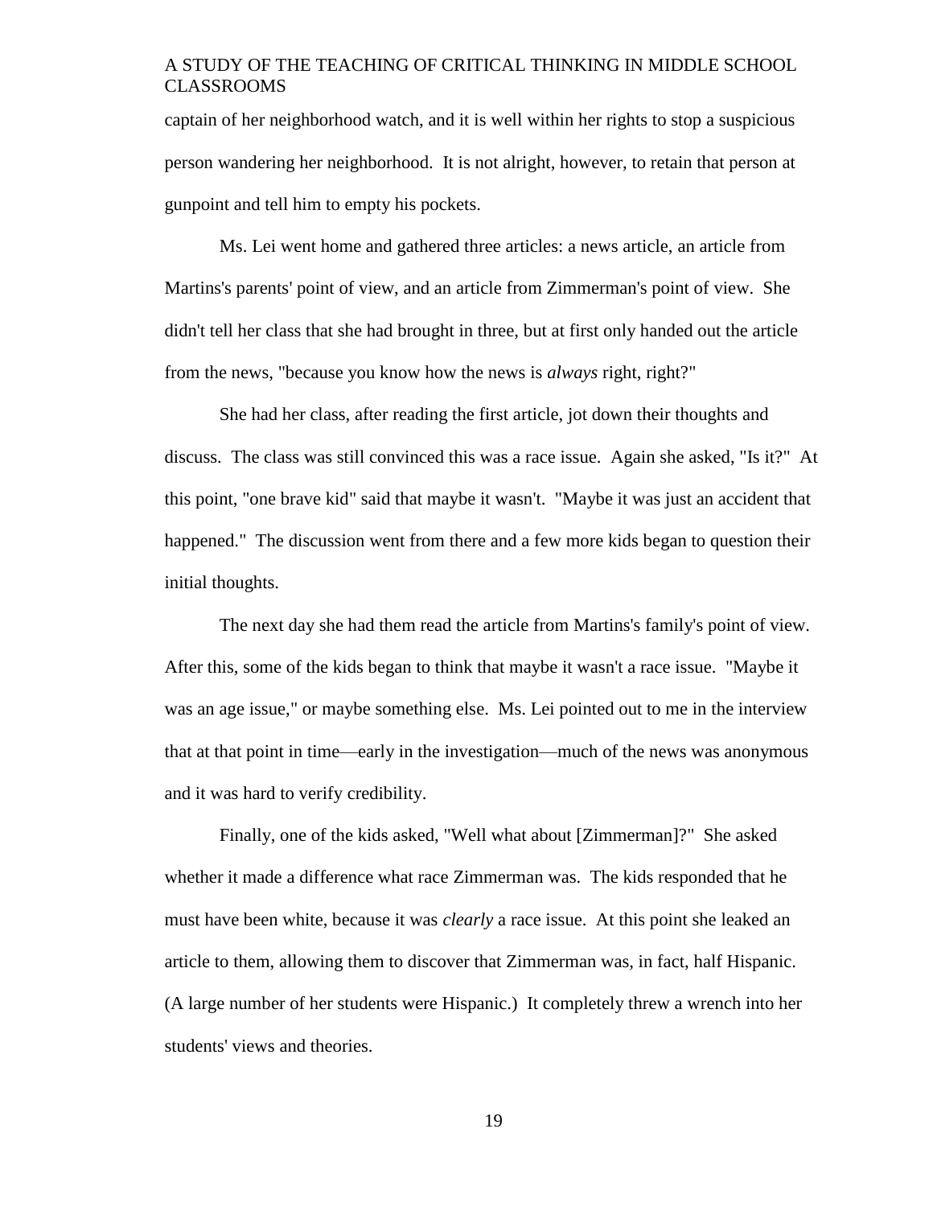captain of her neighborhood watch, and it is well within her rights to stop a suspicious person wandering her neighborhood. It is not alright, however, to retain that person at gunpoint and tell him to empty his pockets.

Ms. Lei went home and gathered three articles: a news article, an article from Martins's parents' point of view, and an article from Zimmerman's point of view. She didn't tell her class that she had brought in three, but at first only handed out the article from the news, "because you know how the news is *always* right, right?"

She had her class, after reading the first article, jot down their thoughts and discuss. The class was still convinced this was a race issue. Again she asked, "Is it?" At this point, "one brave kid" said that maybe it wasn't. "Maybe it was just an accident that happened." The discussion went from there and a few more kids began to question their initial thoughts.

The next day she had them read the article from Martins's family's point of view. After this, some of the kids began to think that maybe it wasn't a race issue. "Maybe it was an age issue," or maybe something else. Ms. Lei pointed out to me in the interview that at that point in time—early in the investigation—much of the news was anonymous and it was hard to verify credibility.

Finally, one of the kids asked, "Well what about [Zimmerman]?" She asked whether it made a difference what race Zimmerman was. The kids responded that he must have been white, because it was *clearly* a race issue. At this point she leaked an article to them, allowing them to discover that Zimmerman was, in fact, half Hispanic. (A large number of her students were Hispanic.) It completely threw a wrench into her students' views and theories.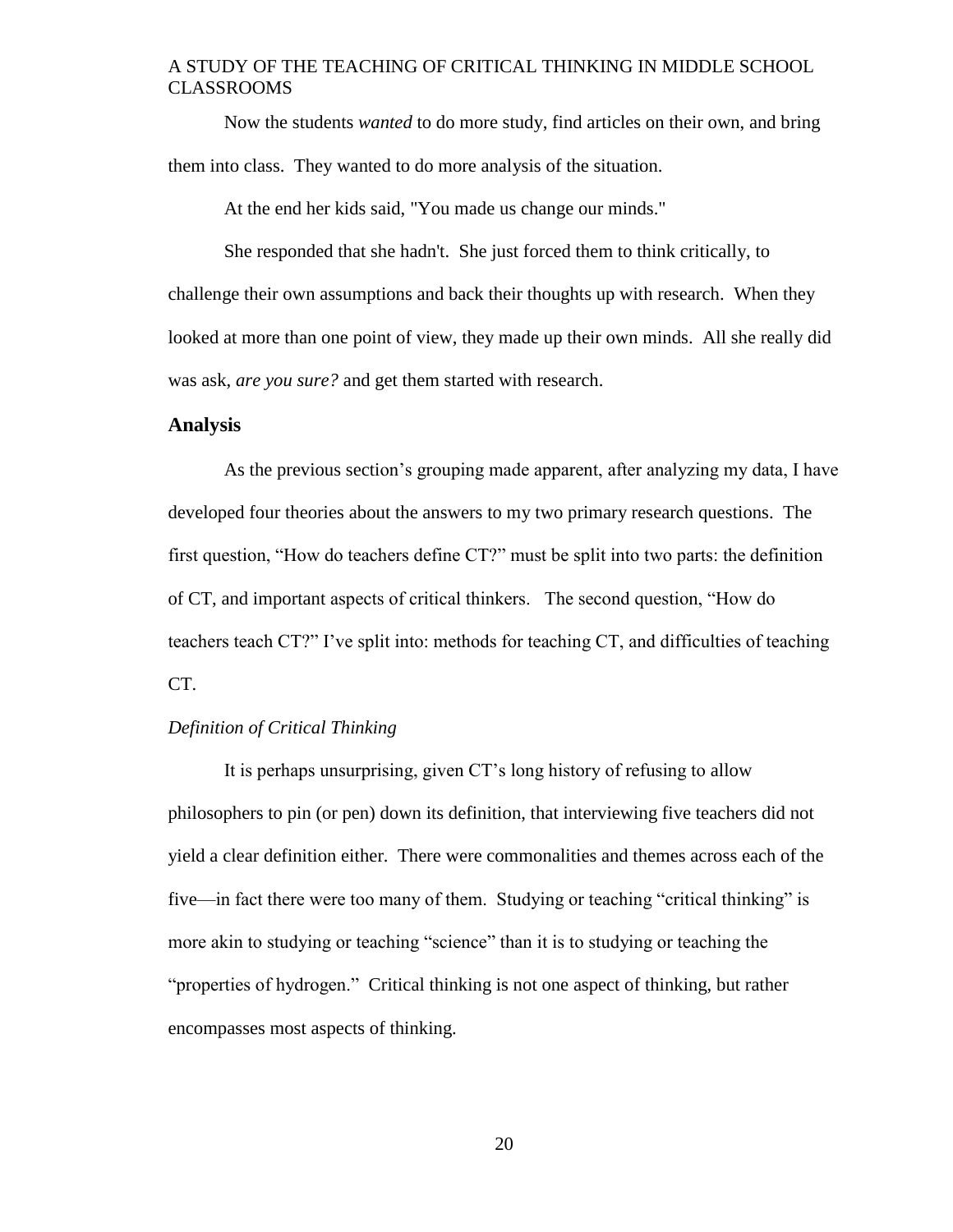Now the students *wanted* to do more study, find articles on their own, and bring them into class. They wanted to do more analysis of the situation.

At the end her kids said, "You made us change our minds."

She responded that she hadn't. She just forced them to think critically, to challenge their own assumptions and back their thoughts up with research. When they looked at more than one point of view, they made up their own minds. All she really did was ask, *are you sure?* and get them started with research.

## Analysis

As the previous section's grouping made apparent, after analyzing my data, I have developed four theories about the answers to my two primary research questions. The first question, "How do teachers define CT?" must be split into two parts: the definition of CT, and important aspects of critical thinkers. The second question, "How do teachers teach CT?" I've split into: methods for teaching CT, and difficulties of teaching CT.

### *Definition of Critical Thinking*

It is perhaps unsurprising, given CT's long history of refusing to allow philosophers to pin (or pen) down its definition, that interviewing five teachers did not yield a clear definition either. There were commonalities and themes across each of the five—in fact there were too many of them. Studying or teaching "critical thinking" is more akin to studying or teaching "science" than it is to studying or teaching the "properties of hydrogen." Critical thinking is not one aspect of thinking, but rather encompasses most aspects of thinking.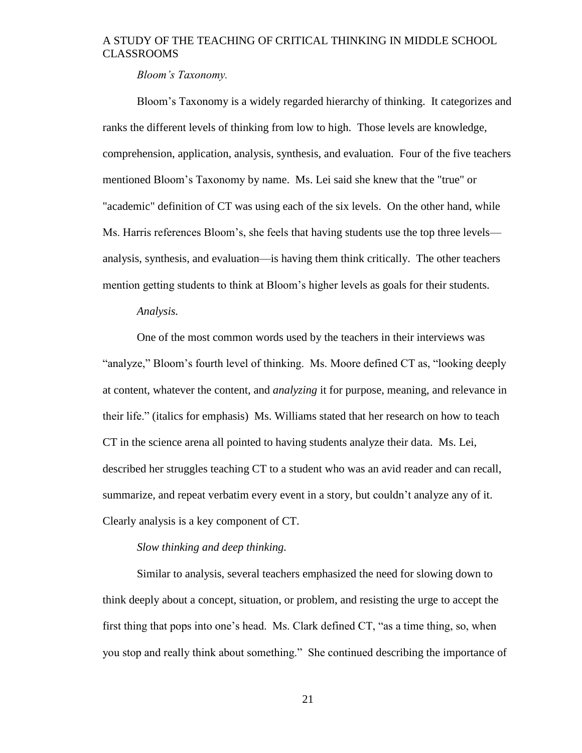*Bloom's Taxonomy.*

Bloom's Taxonomy is a widely regarded hierarchy of thinking. It categorizes and ranks the different levels of thinking from low to high. Those levels are knowledge, comprehension, application, analysis, synthesis, and evaluation. Four of the five teachers mentioned Bloom's Taxonomy by name. Ms. Lei said she knew that the "true" or "academic" definition of CT was using each of the six levels. On the other hand, while Ms. Harris references Bloom's, she feels that having students use the top three levels—analysis, synthesis, and evaluation—is having them think critically. The other teachers mention getting students to think at Bloom's higher levels as goals for their students.

*Analysis.*

One of the most common words used by the teachers in their interviews was "analyze," Bloom's fourth level of thinking. Ms. Moore defined CT as, "looking deeply at content, whatever the content, and *analyzing* it for purpose, meaning, and relevance in their life." (italics for emphasis) Ms. Williams stated that her research on how to teach CT in the science arena all pointed to having students analyze their data. Ms. Lei, described her struggles teaching CT to a student who was an avid reader and can recall, summarize, and repeat verbatim every event in a story, but couldn't analyze any of it. Clearly analysis is a key component of CT.

*Slow thinking and deep thinking.*

Similar to analysis, several teachers emphasized the need for slowing down to think deeply about a concept, situation, or problem, and resisting the urge to accept the first thing that pops into one's head. Ms. Clark defined CT, "as a time thing, so, when you stop and really think about something." She continued describing the importance of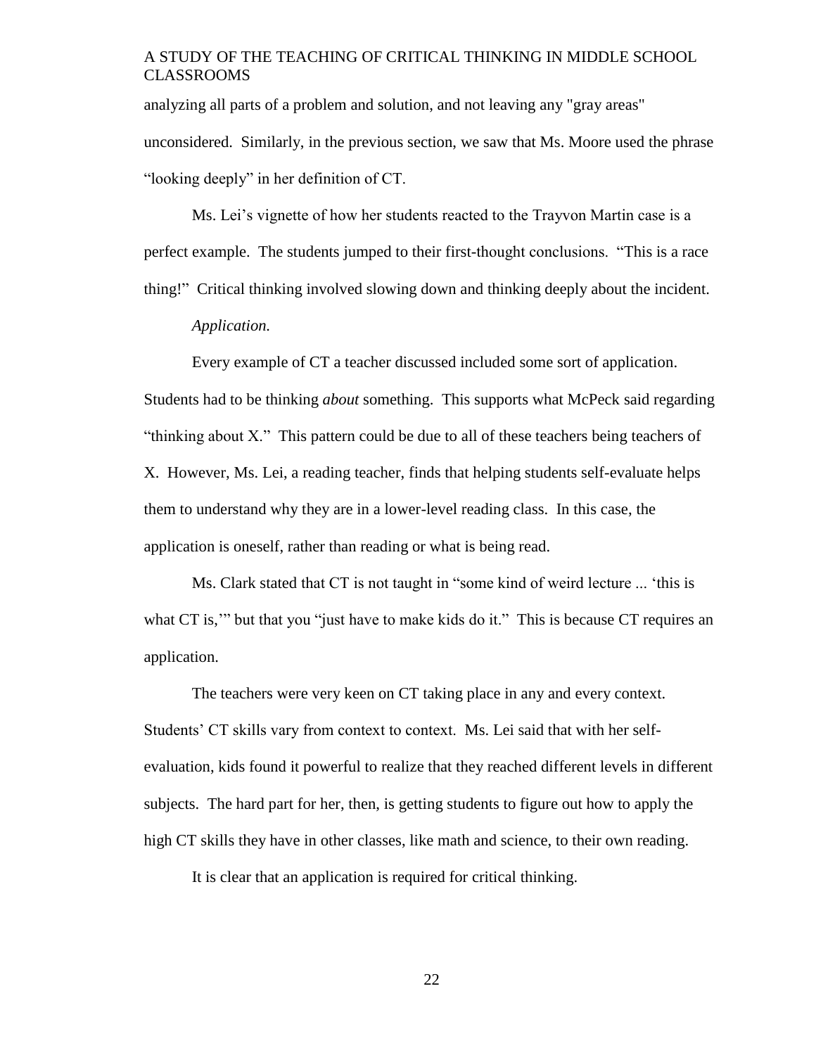analyzing all parts of a problem and solution, and not leaving any "gray areas" unconsidered. Similarly, in the previous section, we saw that Ms. Moore used the phrase "looking deeply" in her definition of CT.

Ms. Lei's vignette of how her students reacted to the Trayvon Martin case is a perfect example. The students jumped to their first-thought conclusions. "This is a race thing!" Critical thinking involved slowing down and thinking deeply about the incident.

*Application.*

Every example of CT a teacher discussed included some sort of application. Students had to be thinking *about* something. This supports what McPeck said regarding "thinking about X." This pattern could be due to all of these teachers being teachers of X. However, Ms. Lei, a reading teacher, finds that helping students self-evaluate helps them to understand why they are in a lower-level reading class. In this case, the application is oneself, rather than reading or what is being read.

Ms. Clark stated that CT is not taught in "some kind of weird lecture ... 'this is what CT is,'" but that you "just have to make kids do it." This is because CT requires an application.

The teachers were very keen on CT taking place in any and every context. Students' CT skills vary from context to context. Ms. Lei said that with her self-evaluation, kids found it powerful to realize that they reached different levels in different subjects. The hard part for her, then, is getting students to figure out how to apply the high CT skills they have in other classes, like math and science, to their own reading.

It is clear that an application is required for critical thinking.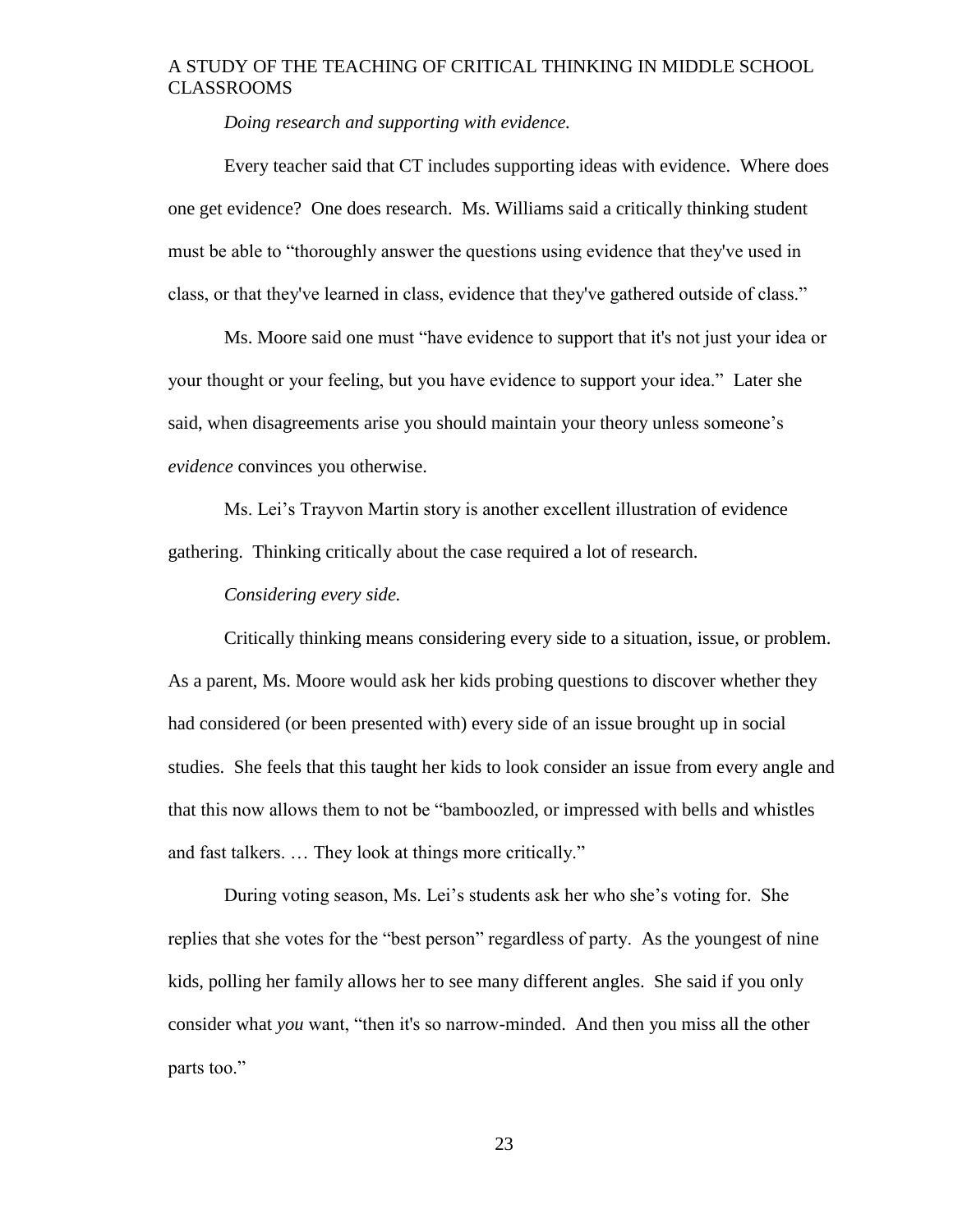*Doing research and supporting with evidence.*

Every teacher said that CT includes supporting ideas with evidence. Where does one get evidence? One does research. Ms. Williams said a critically thinking student must be able to "thoroughly answer the questions using evidence that they've used in class, or that they've learned in class, evidence that they've gathered outside of class."

Ms. Moore said one must "have evidence to support that it's not just your idea or your thought or your feeling, but you have evidence to support your idea." Later she said, when disagreements arise you should maintain your theory unless someone's *evidence* convinces you otherwise.

Ms. Lei's Trayvon Martin story is another excellent illustration of evidence gathering. Thinking critically about the case required a lot of research.

*Considering every side.*

Critically thinking means considering every side to a situation, issue, or problem. As a parent, Ms. Moore would ask her kids probing questions to discover whether they had considered (or been presented with) every side of an issue brought up in social studies. She feels that this taught her kids to look consider an issue from every angle and that this now allows them to not be "bamboozled, or impressed with bells and whistles and fast talkers. … They look at things more critically."

During voting season, Ms. Lei's students ask her who she's voting for. She replies that she votes for the "best person" regardless of party. As the youngest of nine kids, polling her family allows her to see many different angles. She said if you only consider what *you* want, "then it's so narrow-minded. And then you miss all the other parts too."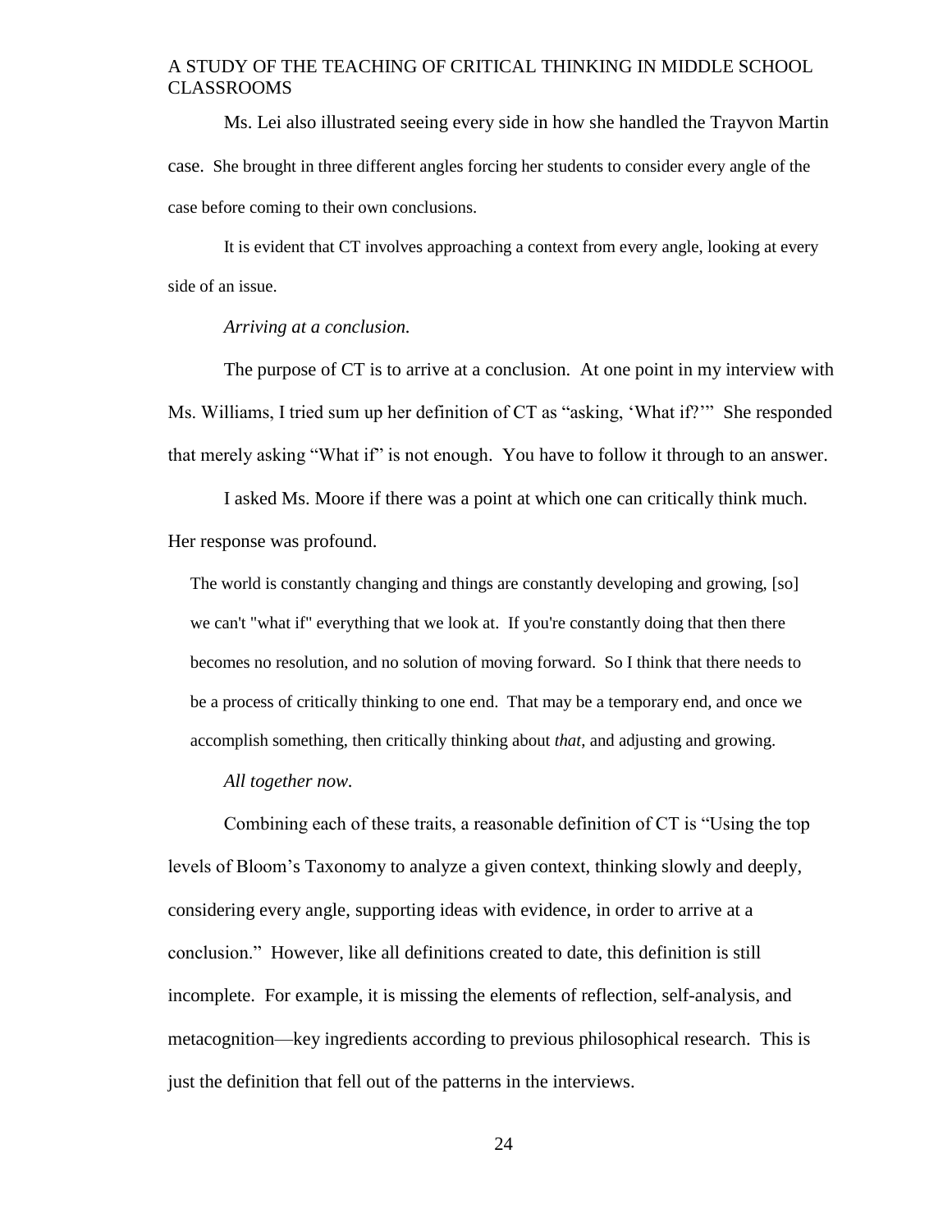Ms. Lei also illustrated seeing every side in how she handled the Trayvon Martin case. She brought in three different angles forcing her students to consider every angle of the case before coming to their own conclusions.

It is evident that CT involves approaching a context from every angle, looking at every side of an issue.

*Arriving at a conclusion.*

The purpose of CT is to arrive at a conclusion. At one point in my interview with Ms. Williams, I tried sum up her definition of CT as "asking, 'What if?'" She responded that merely asking "What if" is not enough. You have to follow it through to an answer.

I asked Ms. Moore if there was a point at which one can critically think much. Her response was profound.

> The world is constantly changing and things are constantly developing and growing, [so] we can't "what if" everything that we look at. If you're constantly doing that then there becomes no resolution, and no solution of moving forward. So I think that there needs to be a process of critically thinking to one end. That may be a temporary end, and once we accomplish something, then critically thinking about *that*, and adjusting and growing.

*All together now.*

Combining each of these traits, a reasonable definition of CT is "Using the top levels of Bloom's Taxonomy to analyze a given context, thinking slowly and deeply, considering every angle, supporting ideas with evidence, in order to arrive at a conclusion." However, like all definitions created to date, this definition is still incomplete. For example, it is missing the elements of reflection, self-analysis, and metacognition—key ingredients according to previous philosophical research. This is just the definition that fell out of the patterns in the interviews.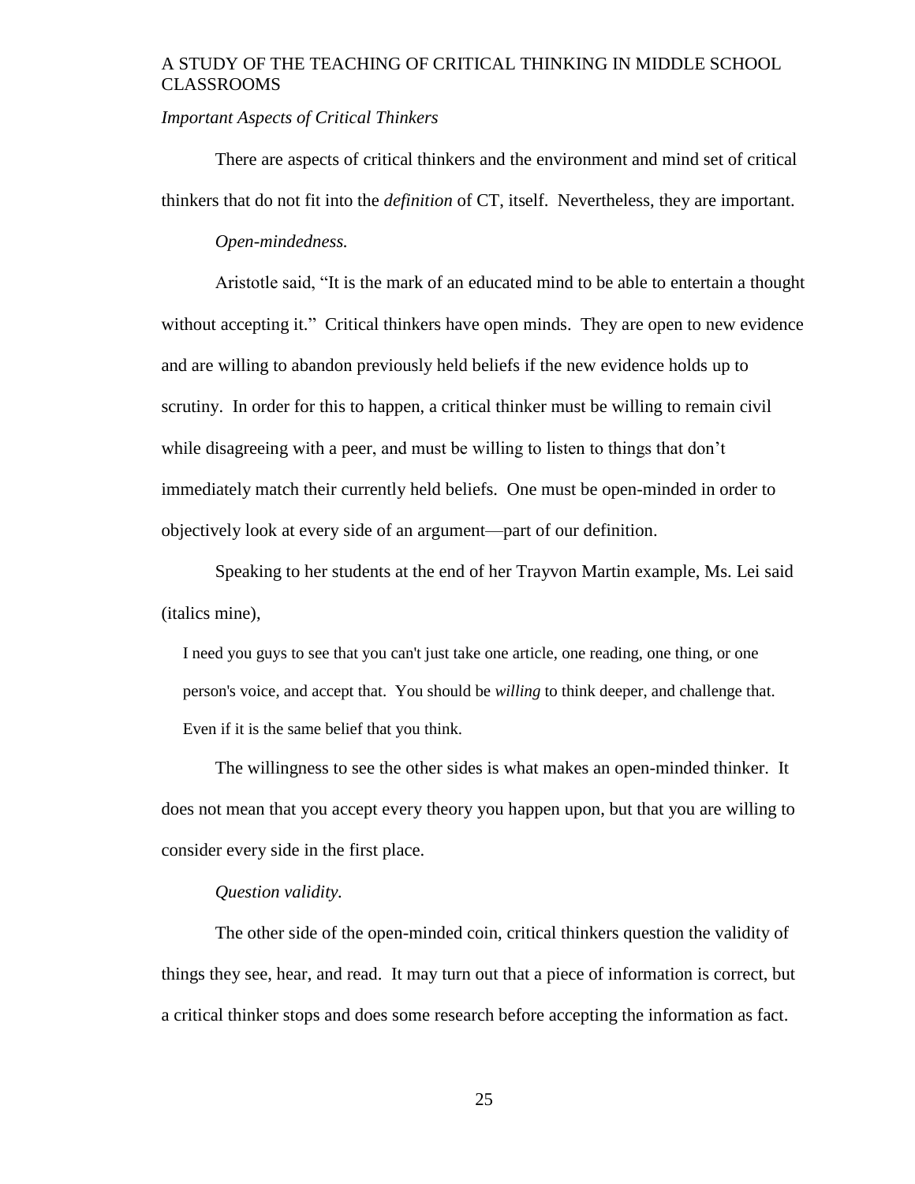*Important Aspects of Critical Thinkers*

There are aspects of critical thinkers and the environment and mind set of critical thinkers that do not fit into the *definition* of CT, itself. Nevertheless, they are important.

*Open-mindedness.*

Aristotle said, "It is the mark of an educated mind to be able to entertain a thought without accepting it." Critical thinkers have open minds. They are open to new evidence and are willing to abandon previously held beliefs if the new evidence holds up to scrutiny. In order for this to happen, a critical thinker must be willing to remain civil while disagreeing with a peer, and must be willing to listen to things that don't immediately match their currently held beliefs. One must be open-minded in order to objectively look at every side of an argument—part of our definition.

Speaking to her students at the end of her Trayvon Martin example, Ms. Lei said (italics mine),

> I need you guys to see that you can't just take one article, one reading, one thing, or one person's voice, and accept that. You should be *willing* to think deeper, and challenge that. Even if it is the same belief that you think.

The willingness to see the other sides is what makes an open-minded thinker. It does not mean that you accept every theory you happen upon, but that you are willing to consider every side in the first place.

*Question validity.*

The other side of the open-minded coin, critical thinkers question the validity of things they see, hear, and read. It may turn out that a piece of information is correct, but a critical thinker stops and does some research before accepting the information as fact.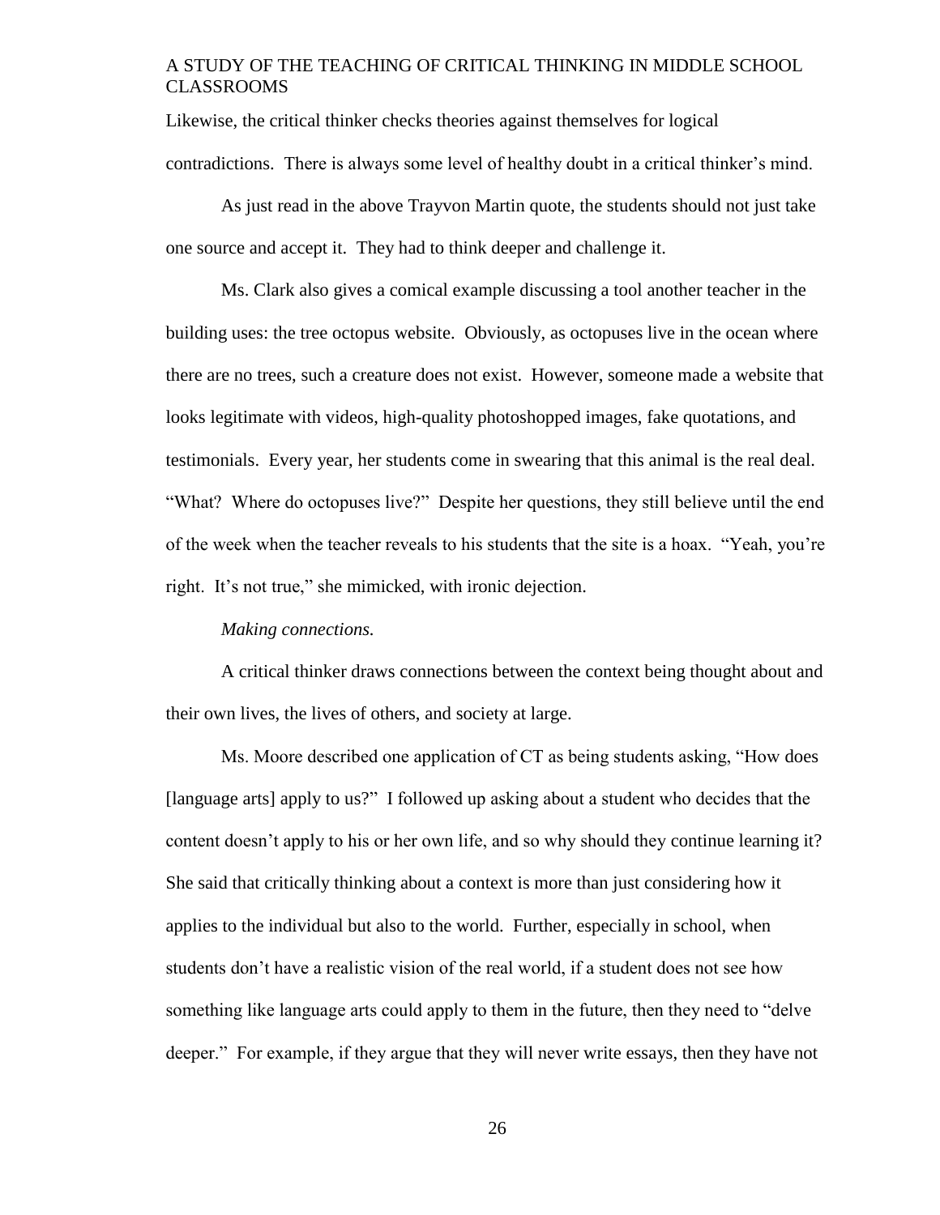Likewise, the critical thinker checks theories against themselves for logical contradictions. There is always some level of healthy doubt in a critical thinker's mind.

As just read in the above Trayvon Martin quote, the students should not just take one source and accept it. They had to think deeper and challenge it.

Ms. Clark also gives a comical example discussing a tool another teacher in the building uses: the tree octopus website. Obviously, as octopuses live in the ocean where there are no trees, such a creature does not exist. However, someone made a website that looks legitimate with videos, high-quality photoshopped images, fake quotations, and testimonials. Every year, her students come in swearing that this animal is the real deal. "What? Where do octopuses live?" Despite her questions, they still believe until the end of the week when the teacher reveals to his students that the site is a hoax. "Yeah, you're right. It's not true," she mimicked, with ironic dejection.

*Making connections.*

A critical thinker draws connections between the context being thought about and their own lives, the lives of others, and society at large.

Ms. Moore described one application of CT as being students asking, "How does [language arts] apply to us?" I followed up asking about a student who decides that the content doesn't apply to his or her own life, and so why should they continue learning it? She said that critically thinking about a context is more than just considering how it applies to the individual but also to the world. Further, especially in school, when students don't have a realistic vision of the real world, if a student does not see how something like language arts could apply to them in the future, then they need to "delve deeper." For example, if they argue that they will never write essays, then they have not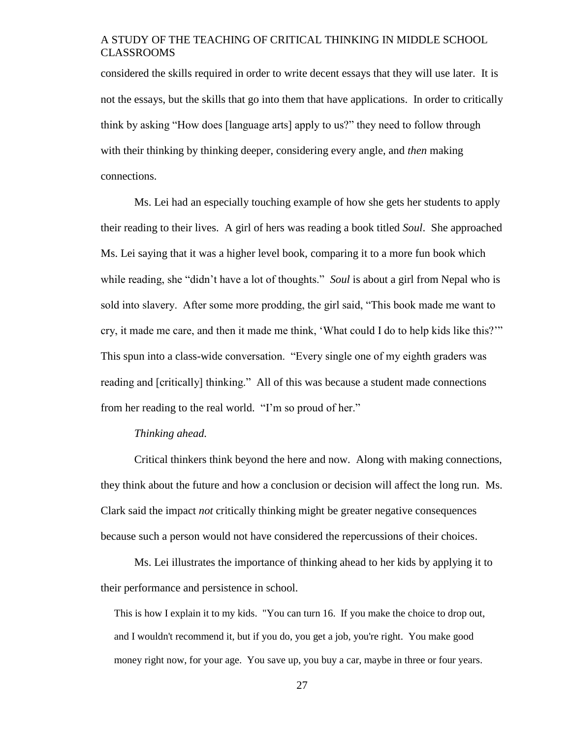considered the skills required in order to write decent essays that they will use later. It is not the essays, but the skills that go into them that have applications. In order to critically think by asking "How does [language arts] apply to us?" they need to follow through with their thinking by thinking deeper, considering every angle, and *then* making connections.

Ms. Lei had an especially touching example of how she gets her students to apply their reading to their lives. A girl of hers was reading a book titled *Soul*. She approached Ms. Lei saying that it was a higher level book, comparing it to a more fun book which while reading, she "didn't have a lot of thoughts." *Soul* is about a girl from Nepal who is sold into slavery. After some more prodding, the girl said, "This book made me want to cry, it made me care, and then it made me think, 'What could I do to help kids like this?'" This spun into a class-wide conversation. "Every single one of my eighth graders was reading and [critically] thinking." All of this was because a student made connections from her reading to the real world. "I'm so proud of her."

*Thinking ahead.*

Critical thinkers think beyond the here and now. Along with making connections, they think about the future and how a conclusion or decision will affect the long run. Ms. Clark said the impact *not* critically thinking might be greater negative consequences because such a person would not have considered the repercussions of their choices.

Ms. Lei illustrates the importance of thinking ahead to her kids by applying it to their performance and persistence in school.

> This is how I explain it to my kids. "You can turn 16. If you make the choice to drop out, and I wouldn't recommend it, but if you do, you get a job, you're right. You make good money right now, for your age. You save up, you buy a car, maybe in three or four years.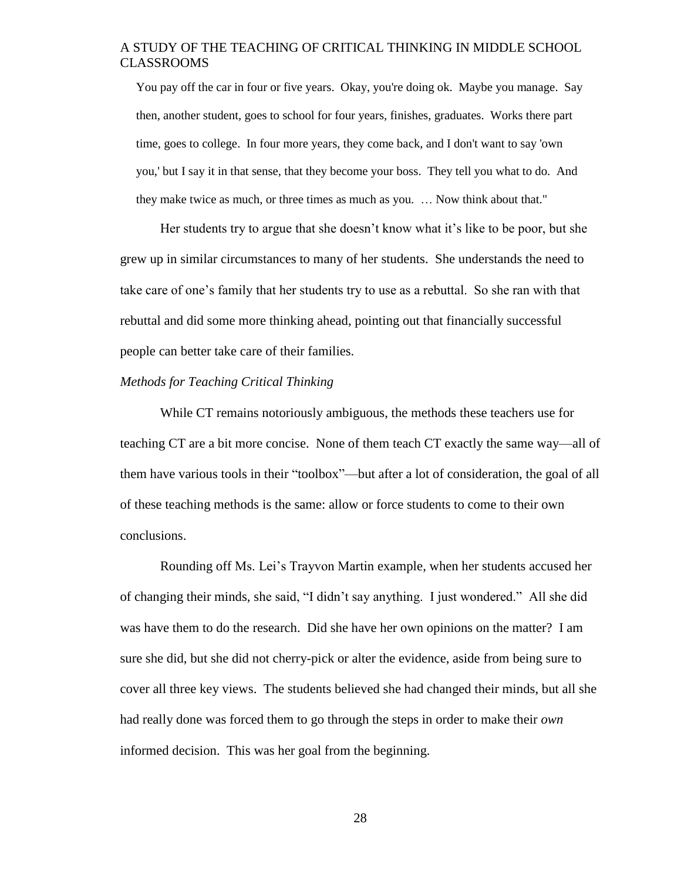> You pay off the car in four or five years. Okay, you're doing ok. Maybe you manage. Say then, another student, goes to school for four years, finishes, graduates. Works there part time, goes to college. In four more years, they come back, and I don't want to say 'own you,' but I say it in that sense, that they become your boss. They tell you what to do. And they make twice as much, or three times as much as you. … Now think about that."

Her students try to argue that she doesn't know what it's like to be poor, but she grew up in similar circumstances to many of her students. She understands the need to take care of one's family that her students try to use as a rebuttal. So she ran with that rebuttal and did some more thinking ahead, pointing out that financially successful people can better take care of their families.

*Methods for Teaching Critical Thinking*

While CT remains notoriously ambiguous, the methods these teachers use for teaching CT are a bit more concise. None of them teach CT exactly the same way—all of them have various tools in their "toolbox"—but after a lot of consideration, the goal of all of these teaching methods is the same: allow or force students to come to their own conclusions.

Rounding off Ms. Lei's Trayvon Martin example, when her students accused her of changing their minds, she said, "I didn't say anything. I just wondered." All she did was have them to do the research. Did she have her own opinions on the matter? I am sure she did, but she did not cherry-pick or alter the evidence, aside from being sure to cover all three key views. The students believed she had changed their minds, but all she had really done was forced them to go through the steps in order to make their *own* informed decision. This was her goal from the beginning.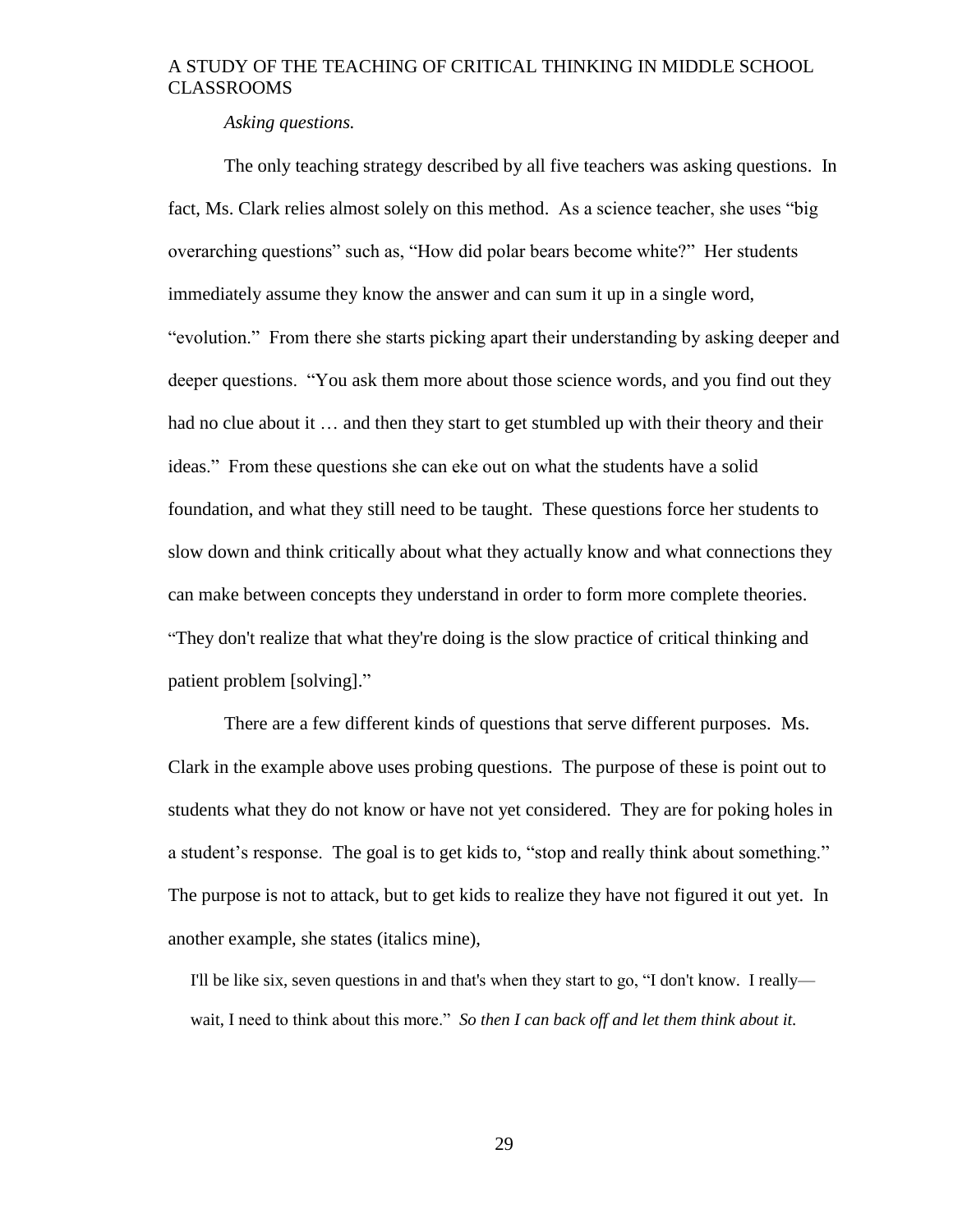*Asking questions.*

The only teaching strategy described by all five teachers was asking questions. In fact, Ms. Clark relies almost solely on this method. As a science teacher, she uses "big overarching questions" such as, "How did polar bears become white?" Her students immediately assume they know the answer and can sum it up in a single word, "evolution." From there she starts picking apart their understanding by asking deeper and deeper questions. "You ask them more about those science words, and you find out they had no clue about it … and then they start to get stumbled up with their theory and their ideas." From these questions she can eke out on what the students have a solid foundation, and what they still need to be taught. These questions force her students to slow down and think critically about what they actually know and what connections they can make between concepts they understand in order to form more complete theories. "They don't realize that what they're doing is the slow practice of critical thinking and patient problem [solving]."

There are a few different kinds of questions that serve different purposes. Ms. Clark in the example above uses probing questions. The purpose of these is point out to students what they do not know or have not yet considered. They are for poking holes in a student's response. The goal is to get kids to, "stop and really think about something." The purpose is not to attack, but to get kids to realize they have not figured it out yet. In another example, she states (italics mine),

> I'll be like six, seven questions in and that's when they start to go, "I don't know. I really—wait, I need to think about this more." *So then I can back off and let them think about it.*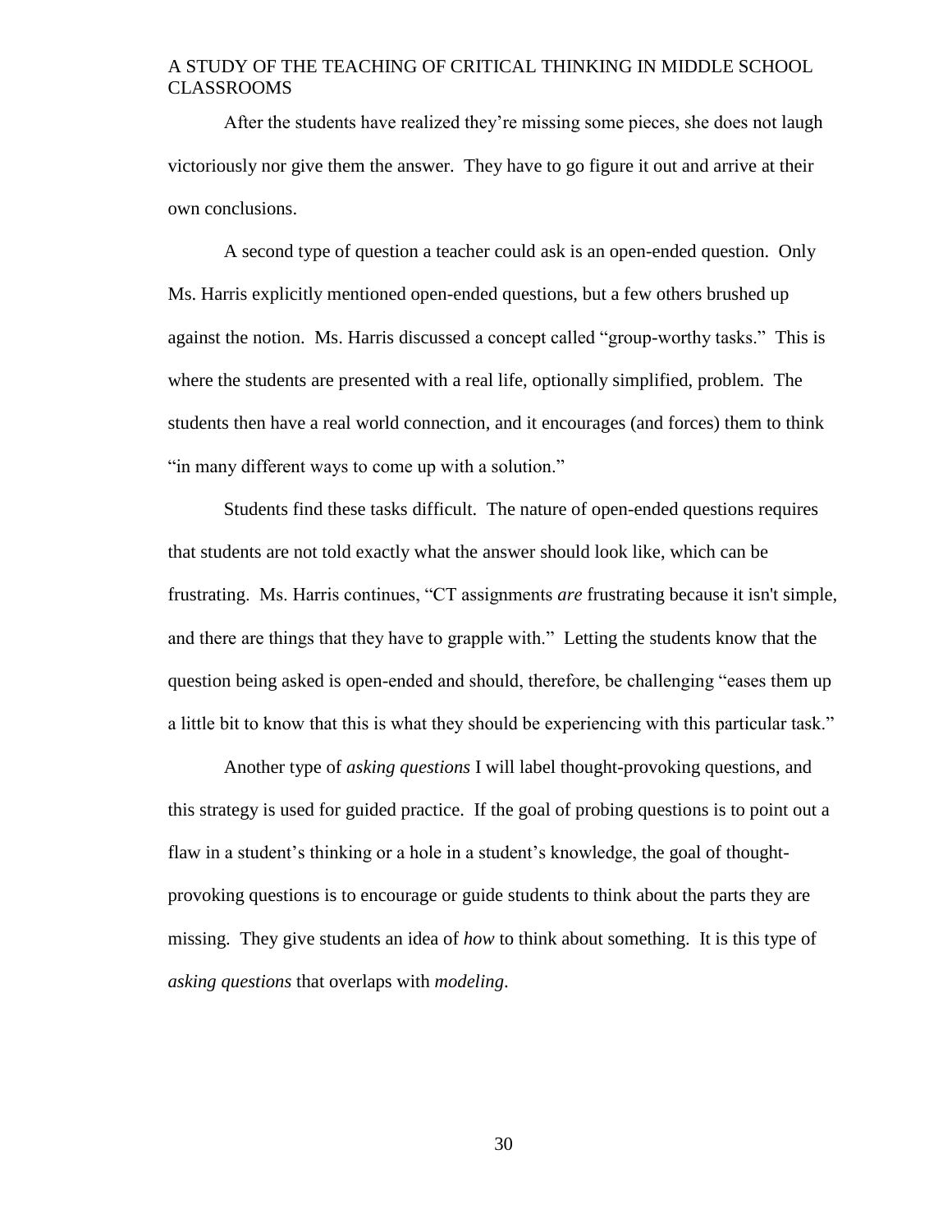After the students have realized they're missing some pieces, she does not laugh victoriously nor give them the answer. They have to go figure it out and arrive at their own conclusions.

A second type of question a teacher could ask is an open-ended question. Only Ms. Harris explicitly mentioned open-ended questions, but a few others brushed up against the notion. Ms. Harris discussed a concept called "group-worthy tasks." This is where the students are presented with a real life, optionally simplified, problem. The students then have a real world connection, and it encourages (and forces) them to think "in many different ways to come up with a solution."

Students find these tasks difficult. The nature of open-ended questions requires that students are not told exactly what the answer should look like, which can be frustrating. Ms. Harris continues, "CT assignments *are* frustrating because it isn't simple, and there are things that they have to grapple with." Letting the students know that the question being asked is open-ended and should, therefore, be challenging "eases them up a little bit to know that this is what they should be experiencing with this particular task."

Another type of *asking questions* I will label thought-provoking questions, and this strategy is used for guided practice. If the goal of probing questions is to point out a flaw in a student's thinking or a hole in a student's knowledge, the goal of thought-provoking questions is to encourage or guide students to think about the parts they are missing. They give students an idea of *how* to think about something. It is this type of *asking questions* that overlaps with *modeling*.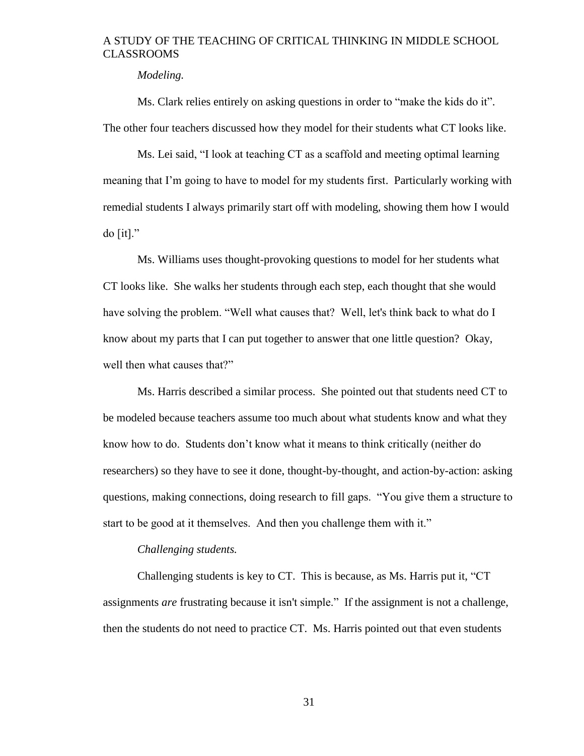*Modeling.*

Ms. Clark relies entirely on asking questions in order to “make the kids do it”. The other four teachers discussed how they model for their students what CT looks like.

Ms. Lei said, “I look at teaching CT as a scaffold and meeting optimal learning meaning that I’m going to have to model for my students first. Particularly working with remedial students I always primarily start off with modeling, showing them how I would do [it].”

Ms. Williams uses thought-provoking questions to model for her students what CT looks like. She walks her students through each step, each thought that she would have solving the problem. “Well what causes that? Well, let's think back to what do I know about my parts that I can put together to answer that one little question? Okay, well then what causes that?”

Ms. Harris described a similar process. She pointed out that students need CT to be modeled because teachers assume too much about what students know and what they know how to do. Students don’t know what it means to think critically (neither do researchers) so they have to see it done, thought-by-thought, and action-by-action: asking questions, making connections, doing research to fill gaps. “You give them a structure to start to be good at it themselves. And then you challenge them with it.”

*Challenging students.*

Challenging students is key to CT. This is because, as Ms. Harris put it, “CT assignments *are* frustrating because it isn't simple.” If the assignment is not a challenge, then the students do not need to practice CT. Ms. Harris pointed out that even students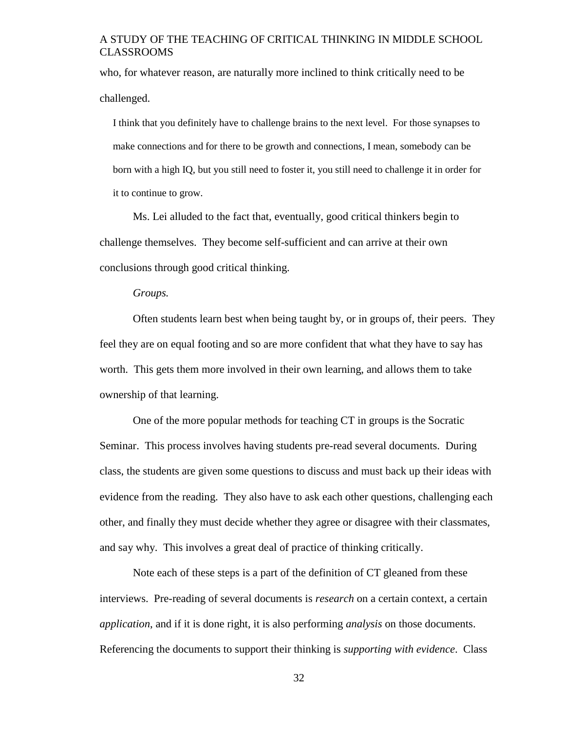who, for whatever reason, are naturally more inclined to think critically need to be challenged.

> I think that you definitely have to challenge brains to the next level. For those synapses to make connections and for there to be growth and connections, I mean, somebody can be born with a high IQ, but you still need to foster it, you still need to challenge it in order for it to continue to grow.

Ms. Lei alluded to the fact that, eventually, good critical thinkers begin to challenge themselves. They become self-sufficient and can arrive at their own conclusions through good critical thinking.

*Groups.*

Often students learn best when being taught by, or in groups of, their peers. They feel they are on equal footing and so are more confident that what they have to say has worth. This gets them more involved in their own learning, and allows them to take ownership of that learning.

One of the more popular methods for teaching CT in groups is the Socratic Seminar. This process involves having students pre-read several documents. During class, the students are given some questions to discuss and must back up their ideas with evidence from the reading. They also have to ask each other questions, challenging each other, and finally they must decide whether they agree or disagree with their classmates, and say why. This involves a great deal of practice of thinking critically.

Note each of these steps is a part of the definition of CT gleaned from these interviews. Pre-reading of several documents is *research* on a certain context, a certain *application*, and if it is done right, it is also performing *analysis* on those documents. Referencing the documents to support their thinking is *supporting with evidence*. Class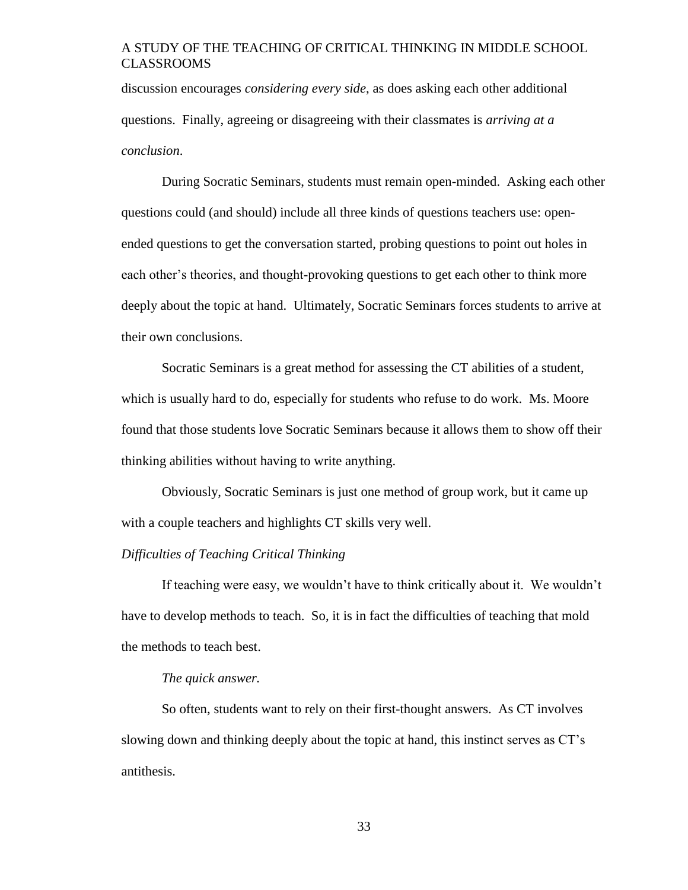discussion encourages *considering every side*, as does asking each other additional questions. Finally, agreeing or disagreeing with their classmates is *arriving at a conclusion*.

During Socratic Seminars, students must remain open-minded. Asking each other questions could (and should) include all three kinds of questions teachers use: open-ended questions to get the conversation started, probing questions to point out holes in each other's theories, and thought-provoking questions to get each other to think more deeply about the topic at hand. Ultimately, Socratic Seminars forces students to arrive at their own conclusions.

Socratic Seminars is a great method for assessing the CT abilities of a student, which is usually hard to do, especially for students who refuse to do work. Ms. Moore found that those students love Socratic Seminars because it allows them to show off their thinking abilities without having to write anything.

Obviously, Socratic Seminars is just one method of group work, but it came up with a couple teachers and highlights CT skills very well.

### *Difficulties of Teaching Critical Thinking*

If teaching were easy, we wouldn't have to think critically about it. We wouldn't have to develop methods to teach. So, it is in fact the difficulties of teaching that mold the methods to teach best.

#### *The quick answer.*

So often, students want to rely on their first-thought answers. As CT involves slowing down and thinking deeply about the topic at hand, this instinct serves as CT's antithesis.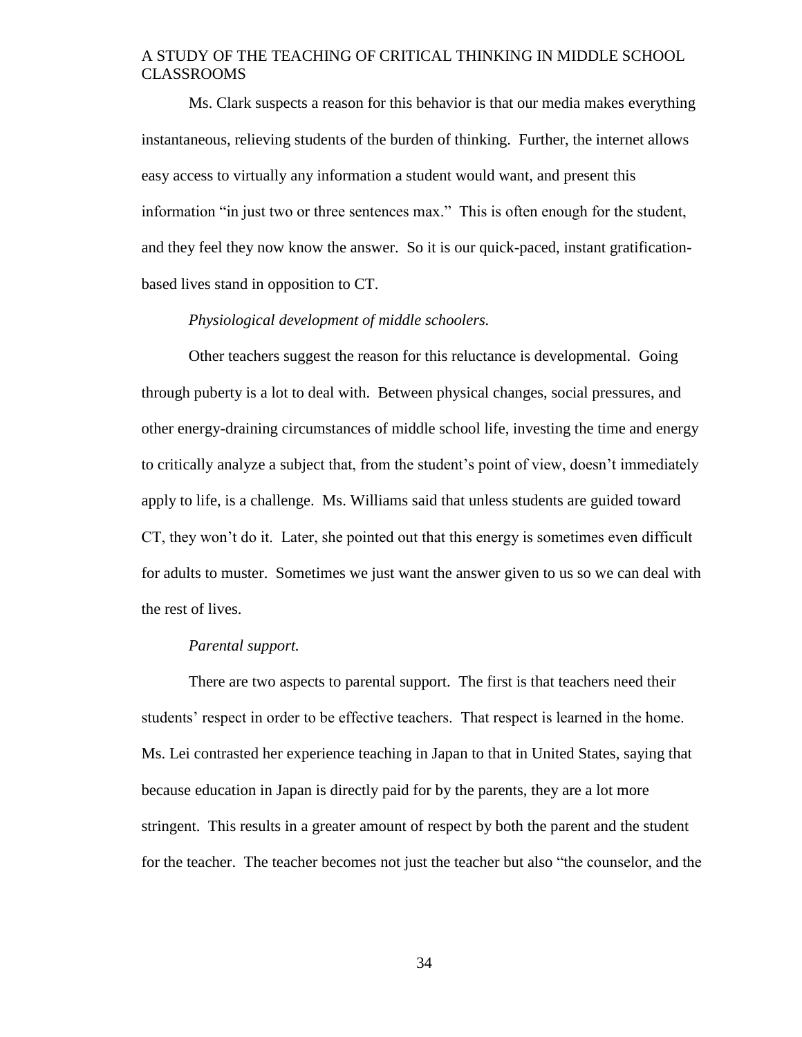Ms. Clark suspects a reason for this behavior is that our media makes everything instantaneous, relieving students of the burden of thinking. Further, the internet allows easy access to virtually any information a student would want, and present this information "in just two or three sentences max." This is often enough for the student, and they feel they now know the answer. So it is our quick-paced, instant gratification-based lives stand in opposition to CT.

*Physiological development of middle schoolers.*

Other teachers suggest the reason for this reluctance is developmental. Going through puberty is a lot to deal with. Between physical changes, social pressures, and other energy-draining circumstances of middle school life, investing the time and energy to critically analyze a subject that, from the student's point of view, doesn't immediately apply to life, is a challenge. Ms. Williams said that unless students are guided toward CT, they won't do it. Later, she pointed out that this energy is sometimes even difficult for adults to muster. Sometimes we just want the answer given to us so we can deal with the rest of lives.

*Parental support.*

There are two aspects to parental support. The first is that teachers need their students' respect in order to be effective teachers. That respect is learned in the home. Ms. Lei contrasted her experience teaching in Japan to that in United States, saying that because education in Japan is directly paid for by the parents, they are a lot more stringent. This results in a greater amount of respect by both the parent and the student for the teacher. The teacher becomes not just the teacher but also "the counselor, and the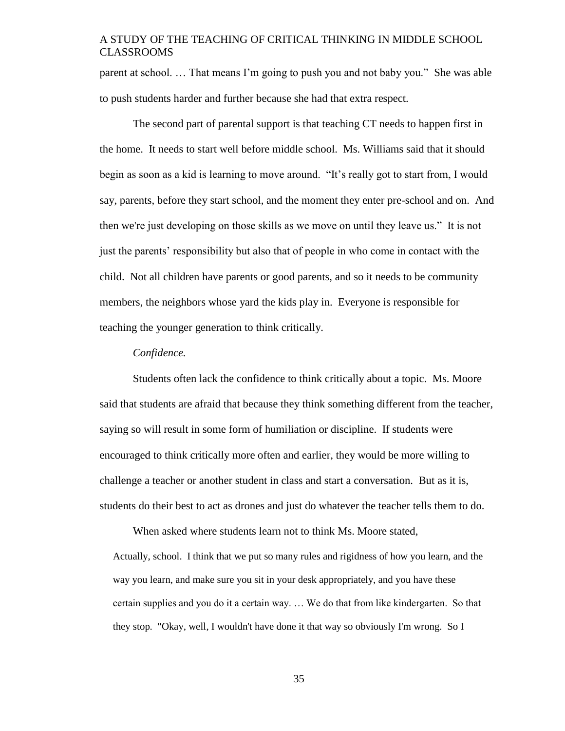parent at school. … That means I'm going to push you and not baby you." She was able to push students harder and further because she had that extra respect.

The second part of parental support is that teaching CT needs to happen first in the home. It needs to start well before middle school. Ms. Williams said that it should begin as soon as a kid is learning to move around. "It's really got to start from, I would say, parents, before they start school, and the moment they enter pre-school and on. And then we're just developing on those skills as we move on until they leave us." It is not just the parents' responsibility but also that of people in who come in contact with the child. Not all children have parents or good parents, and so it needs to be community members, the neighbors whose yard the kids play in. Everyone is responsible for teaching the younger generation to think critically.

*Confidence.*

Students often lack the confidence to think critically about a topic. Ms. Moore said that students are afraid that because they think something different from the teacher, saying so will result in some form of humiliation or discipline. If students were encouraged to think critically more often and earlier, they would be more willing to challenge a teacher or another student in class and start a conversation. But as it is, students do their best to act as drones and just do whatever the teacher tells them to do.

When asked where students learn not to think Ms. Moore stated,

> Actually, school. I think that we put so many rules and rigidness of how you learn, and the way you learn, and make sure you sit in your desk appropriately, and you have these certain supplies and you do it a certain way. … We do that from like kindergarten. So that they stop. "Okay, well, I wouldn't have done it that way so obviously I'm wrong. So I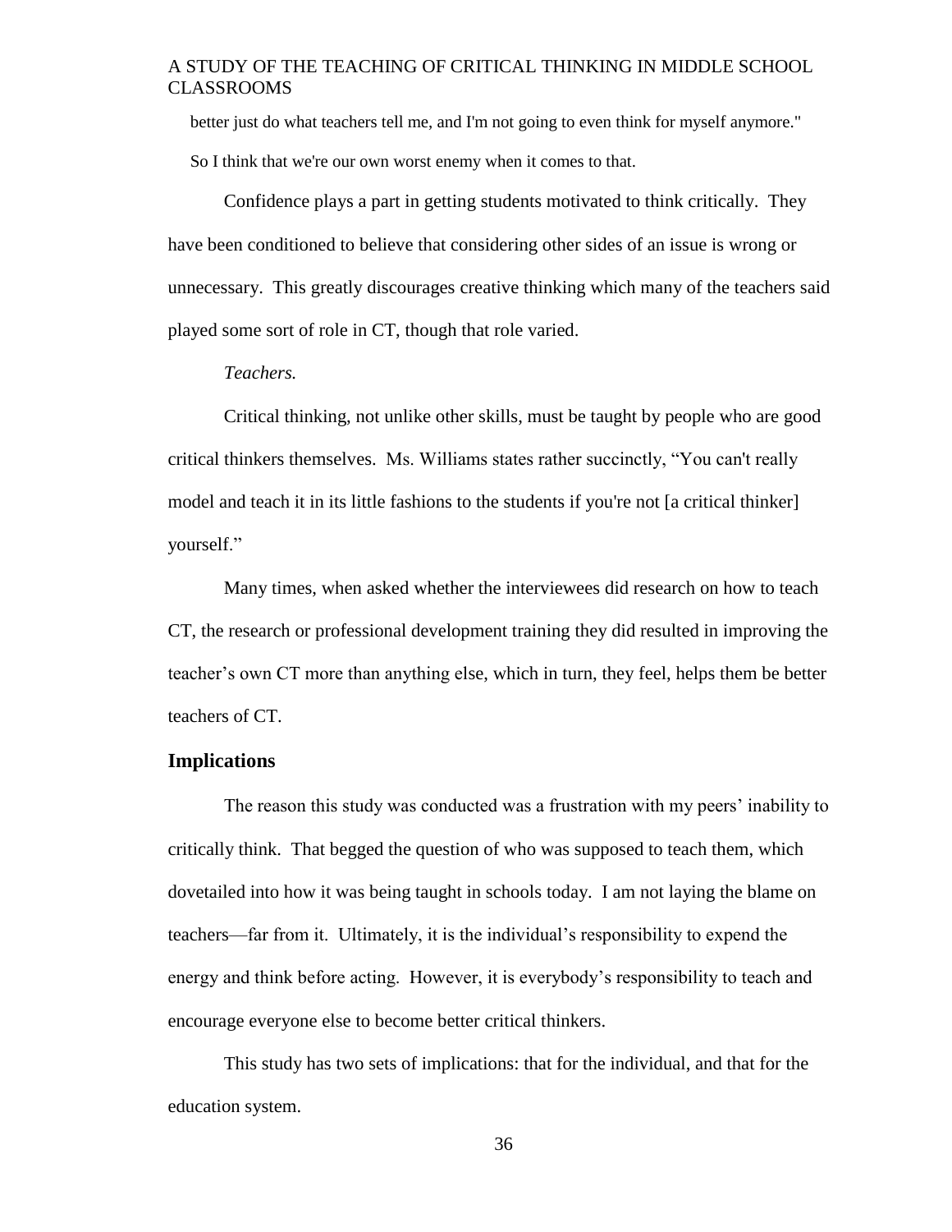> better just do what teachers tell me, and I'm not going to even think for myself anymore." So I think that we're our own worst enemy when it comes to that.

Confidence plays a part in getting students motivated to think critically. They have been conditioned to believe that considering other sides of an issue is wrong or unnecessary. This greatly discourages creative thinking which many of the teachers said played some sort of role in CT, though that role varied.

*Teachers.*

Critical thinking, not unlike other skills, must be taught by people who are good critical thinkers themselves. Ms. Williams states rather succinctly, "You can't really model and teach it in its little fashions to the students if you're not [a critical thinker] yourself."

Many times, when asked whether the interviewees did research on how to teach CT, the research or professional development training they did resulted in improving the teacher's own CT more than anything else, which in turn, they feel, helps them be better teachers of CT.

## Implications

The reason this study was conducted was a frustration with my peers' inability to critically think. That begged the question of who was supposed to teach them, which dovetailed into how it was being taught in schools today. I am not laying the blame on teachers—far from it. Ultimately, it is the individual's responsibility to expend the energy and think before acting. However, it is everybody's responsibility to teach and encourage everyone else to become better critical thinkers.

This study has two sets of implications: that for the individual, and that for the education system.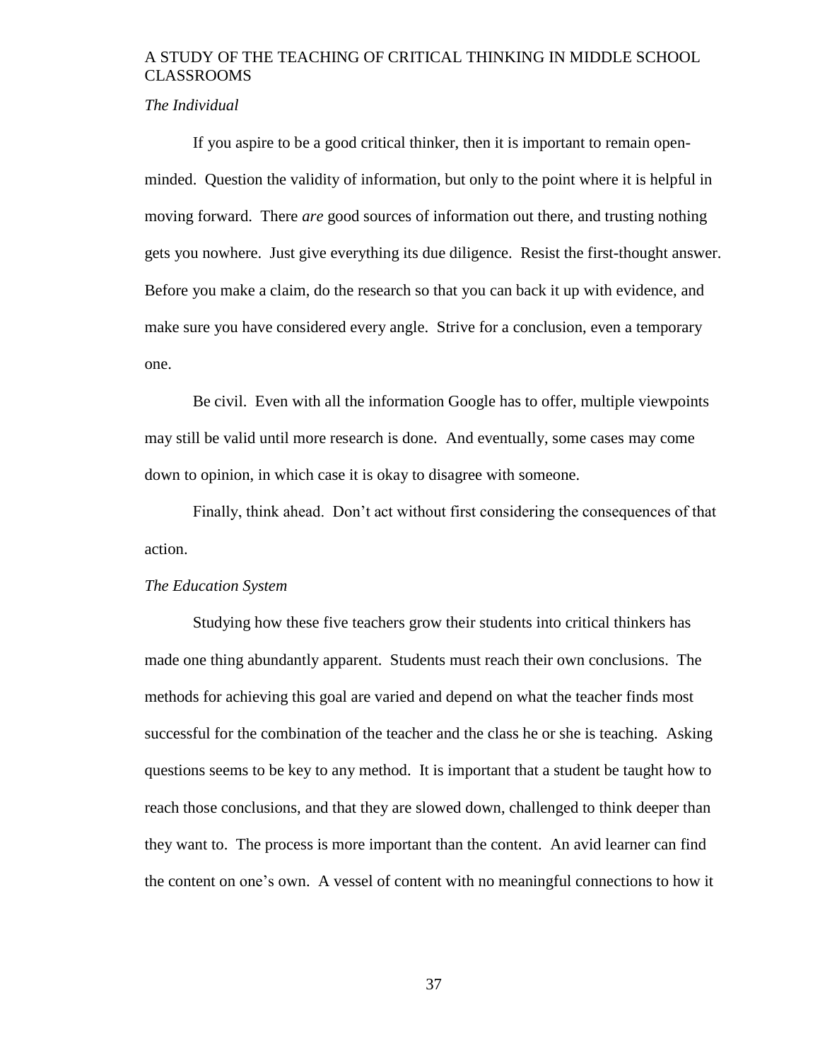*The Individual*

If you aspire to be a good critical thinker, then it is important to remain open-minded. Question the validity of information, but only to the point where it is helpful in moving forward. There *are* good sources of information out there, and trusting nothing gets you nowhere. Just give everything its due diligence. Resist the first-thought answer. Before you make a claim, do the research so that you can back it up with evidence, and make sure you have considered every angle. Strive for a conclusion, even a temporary one.

Be civil. Even with all the information Google has to offer, multiple viewpoints may still be valid until more research is done. And eventually, some cases may come down to opinion, in which case it is okay to disagree with someone.

Finally, think ahead. Don't act without first considering the consequences of that action.

*The Education System*

Studying how these five teachers grow their students into critical thinkers has made one thing abundantly apparent. Students must reach their own conclusions. The methods for achieving this goal are varied and depend on what the teacher finds most successful for the combination of the teacher and the class he or she is teaching. Asking questions seems to be key to any method. It is important that a student be taught how to reach those conclusions, and that they are slowed down, challenged to think deeper than they want to. The process is more important than the content. An avid learner can find the content on one's own. A vessel of content with no meaningful connections to how it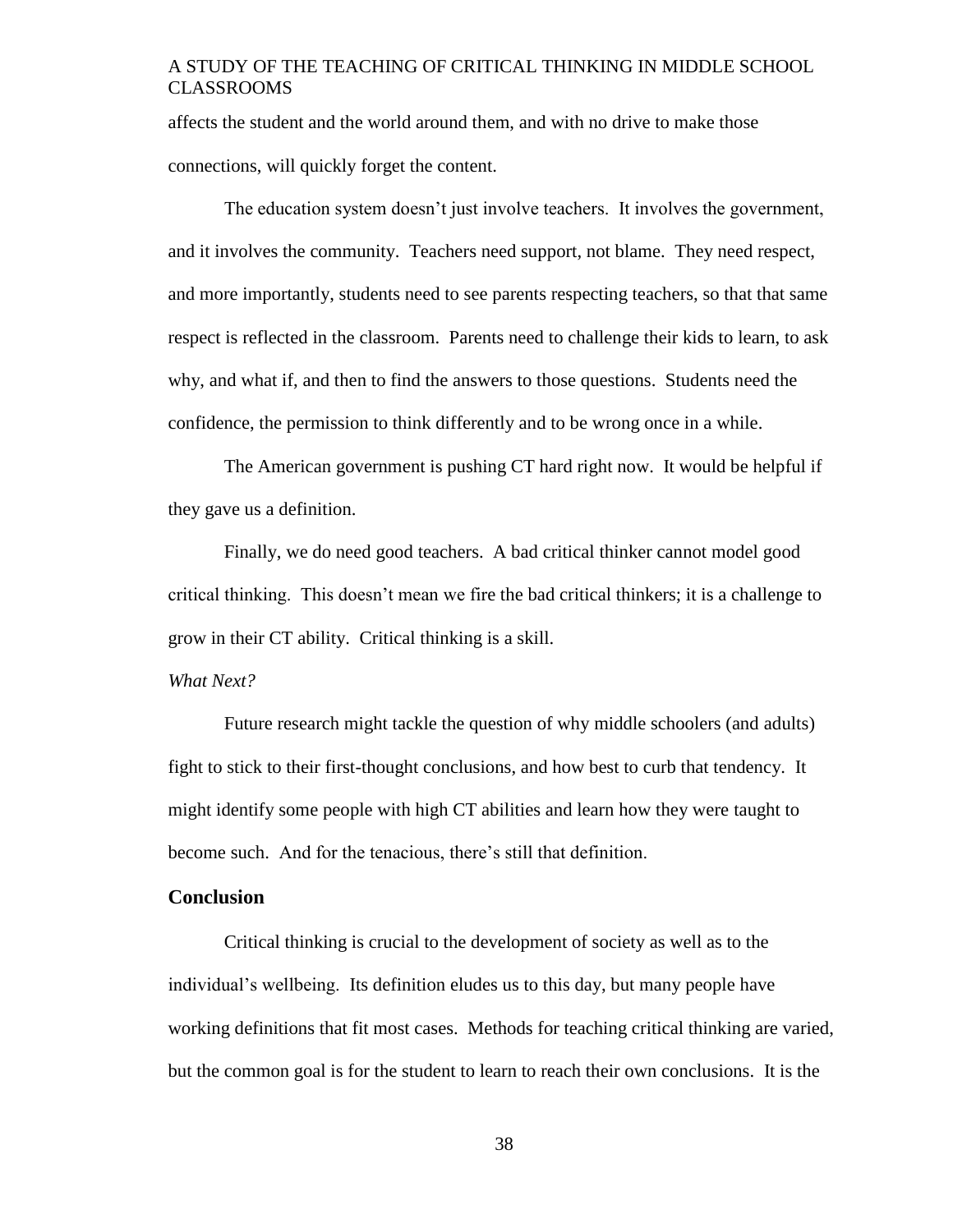affects the student and the world around them, and with no drive to make those connections, will quickly forget the content.

The education system doesn't just involve teachers. It involves the government, and it involves the community. Teachers need support, not blame. They need respect, and more importantly, students need to see parents respecting teachers, so that that same respect is reflected in the classroom. Parents need to challenge their kids to learn, to ask why, and what if, and then to find the answers to those questions. Students need the confidence, the permission to think differently and to be wrong once in a while.

The American government is pushing CT hard right now. It would be helpful if they gave us a definition.

Finally, we do need good teachers. A bad critical thinker cannot model good critical thinking. This doesn't mean we fire the bad critical thinkers; it is a challenge to grow in their CT ability. Critical thinking is a skill.

*What Next?*

Future research might tackle the question of why middle schoolers (and adults) fight to stick to their first-thought conclusions, and how best to curb that tendency. It might identify some people with high CT abilities and learn how they were taught to become such. And for the tenacious, there's still that definition.

## Conclusion

Critical thinking is crucial to the development of society as well as to the individual's wellbeing. Its definition eludes us to this day, but many people have working definitions that fit most cases. Methods for teaching critical thinking are varied, but the common goal is for the student to learn to reach their own conclusions. It is the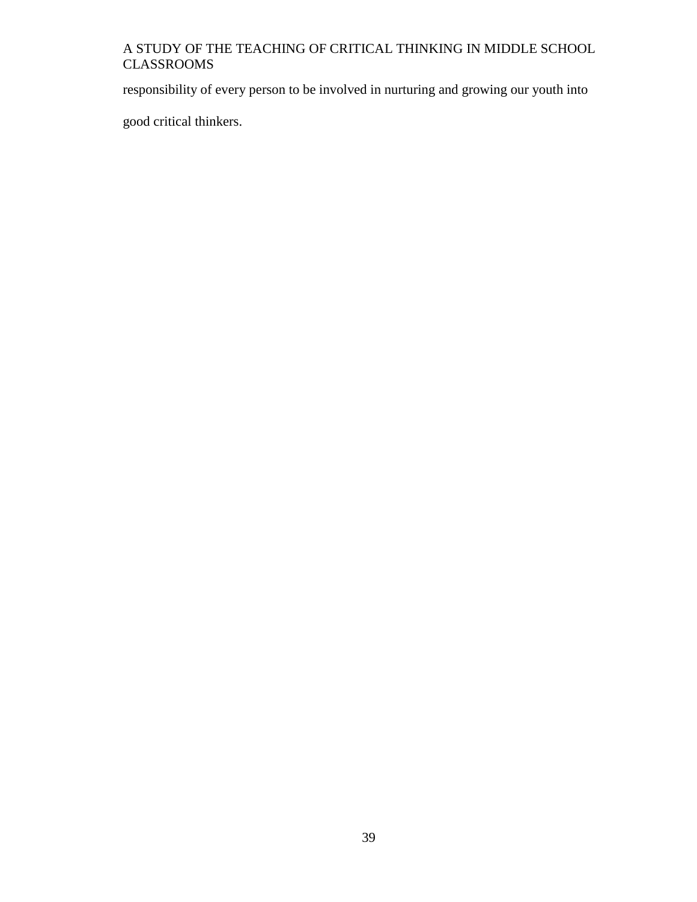responsibility of every person to be involved in nurturing and growing our youth into good critical thinkers.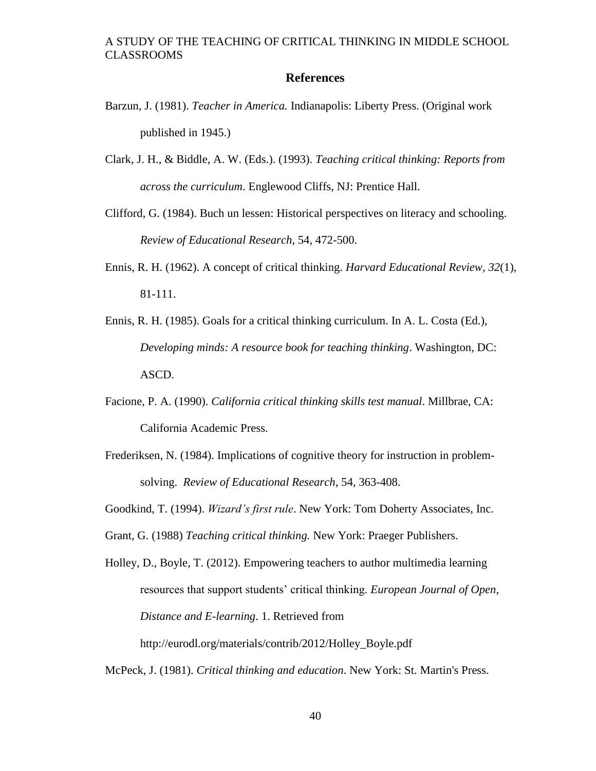# References

Barzun, J. (1981). *Teacher in America.* Indianapolis: Liberty Press. (Original work published in 1945.)

Clark, J. H., & Biddle, A. W. (Eds.). (1993). *Teaching critical thinking: Reports from across the curriculum*. Englewood Cliffs, NJ: Prentice Hall.

Clifford, G. (1984). Buch un lessen: Historical perspectives on literacy and schooling. *Review of Educational Research*, 54, 472-500.

Ennis, R. H. (1962). A concept of critical thinking. *Harvard Educational Review, 32*(1), 81-111.

Ennis, R. H. (1985). Goals for a critical thinking curriculum. In A. L. Costa (Ed.), *Developing minds: A resource book for teaching thinking*. Washington, DC: ASCD.

Facione, P. A. (1990). *California critical thinking skills test manual*. Millbrae, CA: California Academic Press.

Frederiksen, N. (1984). Implications of cognitive theory for instruction in problem-solving. *Review of Educational Research*, 54, 363-408.

Goodkind, T. (1994). *Wizard's first rule*. New York: Tom Doherty Associates, Inc.

Grant, G. (1988) *Teaching critical thinking.* New York: Praeger Publishers.

Holley, D., Boyle, T. (2012). Empowering teachers to author multimedia learning resources that support students' critical thinking. *European Journal of Open, Distance and E-learning*. 1. Retrieved from http://eurodl.org/materials/contrib/2012/Holley_Boyle.pdf

McPeck, J. (1981). *Critical thinking and education*. New York: St. Martin's Press.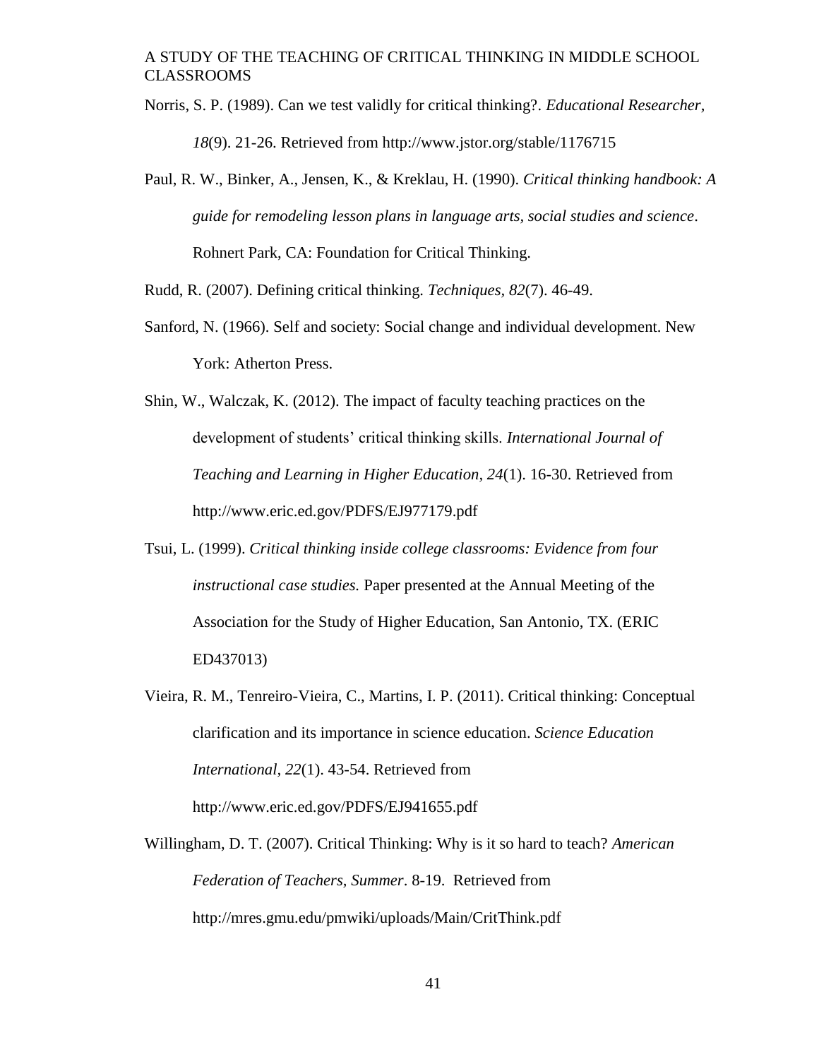Norris, S. P. (1989). Can we test validly for critical thinking?. *Educational Researcher, 18*(9). 21-26. Retrieved from http://www.jstor.org/stable/1176715

Paul, R. W., Binker, A., Jensen, K., & Kreklau, H. (1990). *Critical thinking handbook: A guide for remodeling lesson plans in language arts, social studies and science*. Rohnert Park, CA: Foundation for Critical Thinking.

Rudd, R. (2007). Defining critical thinking. *Techniques, 82*(7). 46-49.

Sanford, N. (1966). Self and society: Social change and individual development. New York: Atherton Press.

Shin, W., Walczak, K. (2012). The impact of faculty teaching practices on the development of students' critical thinking skills. *International Journal of Teaching and Learning in Higher Education, 24*(1). 16-30. Retrieved from http://www.eric.ed.gov/PDFS/EJ977179.pdf

Tsui, L. (1999). *Critical thinking inside college classrooms: Evidence from four instructional case studies.* Paper presented at the Annual Meeting of the Association for the Study of Higher Education, San Antonio, TX. (ERIC ED437013)

Vieira, R. M., Tenreiro-Vieira, C., Martins, I. P. (2011). Critical thinking: Conceptual clarification and its importance in science education. *Science Education International, 22*(1). 43-54. Retrieved from http://www.eric.ed.gov/PDFS/EJ941655.pdf

Willingham, D. T. (2007). Critical Thinking: Why is it so hard to teach? *American Federation of Teachers, Summer*. 8-19. Retrieved from http://mres.gmu.edu/pmwiki/uploads/Main/CritThink.pdf